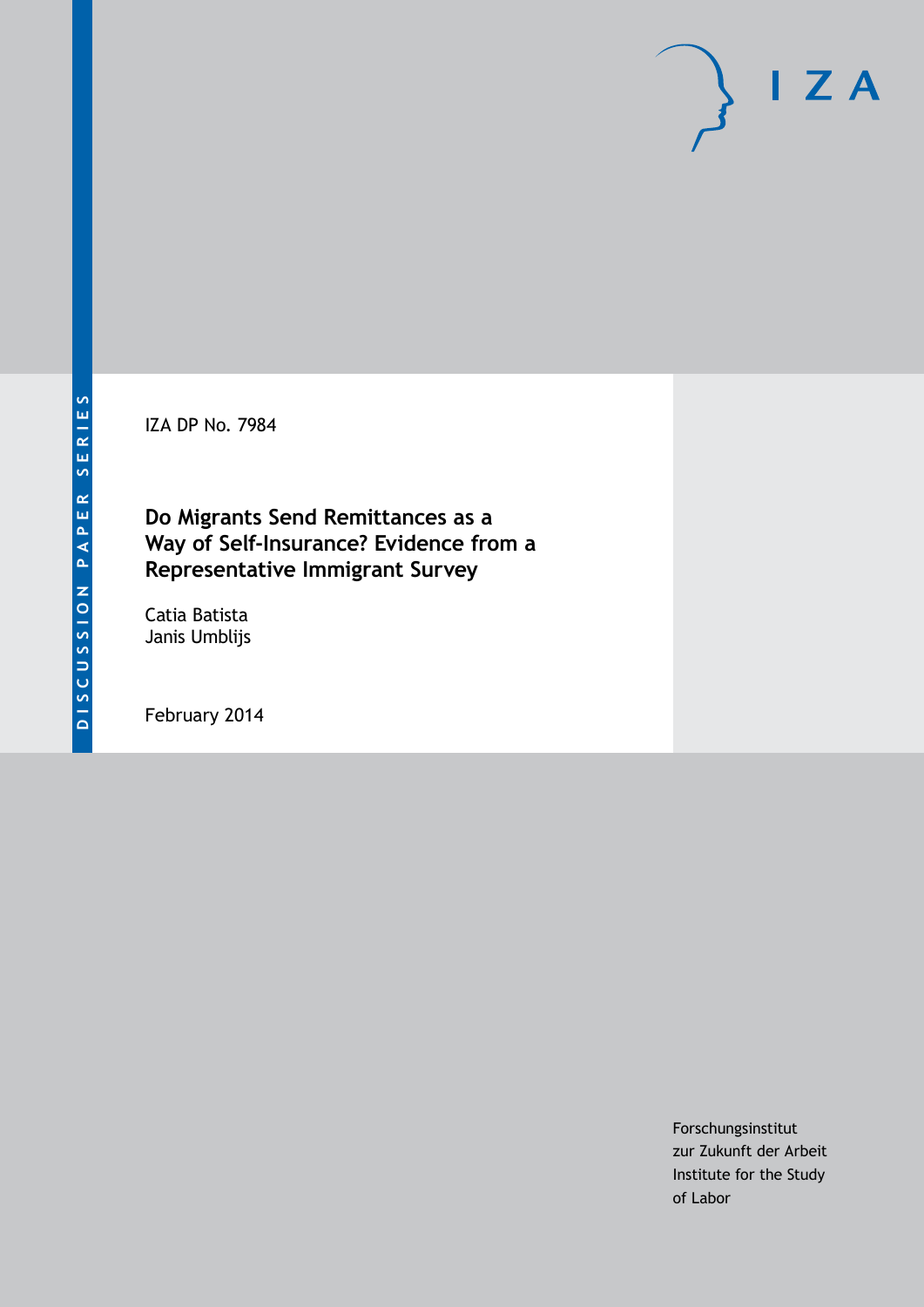DISCUSSION PAPER SERIES

IZA

IZA DP No. 7984

# Do Migrants Send Remittances as a Way of Self-Insurance? Evidence from a Representative Immigrant Survey

Catia Batista
Janis Umblijs

February 2014

Forschungsinstitut
zur Zukunft der Arbeit
Institute for the Study
of Labor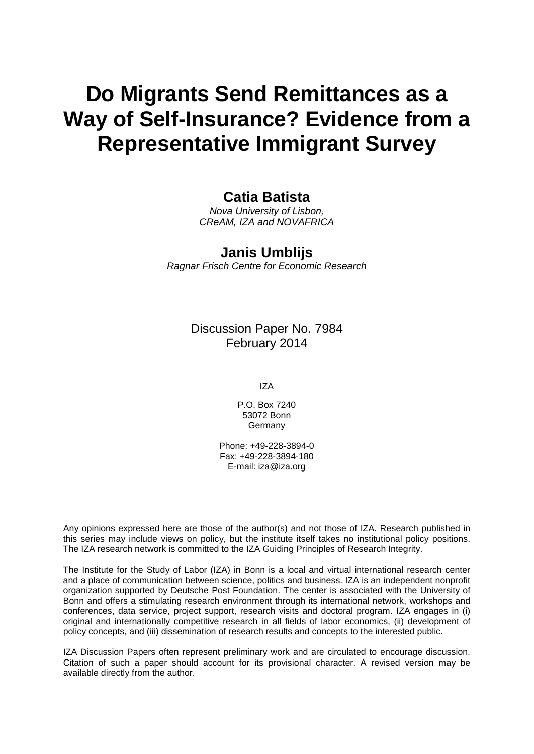# Do Migrants Send Remittances as a Way of Self-Insurance? Evidence from a Representative Immigrant Survey

**Catia Batista**

*Nova University of Lisbon, CReAM, IZA and NOVAFRICA*

**Janis Umblijs**

*Ragnar Frisch Centre for Economic Research*

Discussion Paper No. 7984
February 2014

IZA

P.O. Box 7240
53072 Bonn
Germany

Phone: +49-228-3894-0
Fax: +49-228-3894-180
E-mail: iza@iza.org

Any opinions expressed here are those of the author(s) and not those of IZA. Research published in this series may include views on policy, but the institute itself takes no institutional policy positions. The IZA research network is committed to the IZA Guiding Principles of Research Integrity.

The Institute for the Study of Labor (IZA) in Bonn is a local and virtual international research center and a place of communication between science, politics and business. IZA is an independent nonprofit organization supported by Deutsche Post Foundation. The center is associated with the University of Bonn and offers a stimulating research environment through its international network, workshops and conferences, data service, project support, research visits and doctoral program. IZA engages in (i) original and internationally competitive research in all fields of labor economics, (ii) development of policy concepts, and (iii) dissemination of research results and concepts to the interested public.

IZA Discussion Papers often represent preliminary work and are circulated to encourage discussion. Citation of such a paper should account for its provisional character. A revised version may be available directly from the author.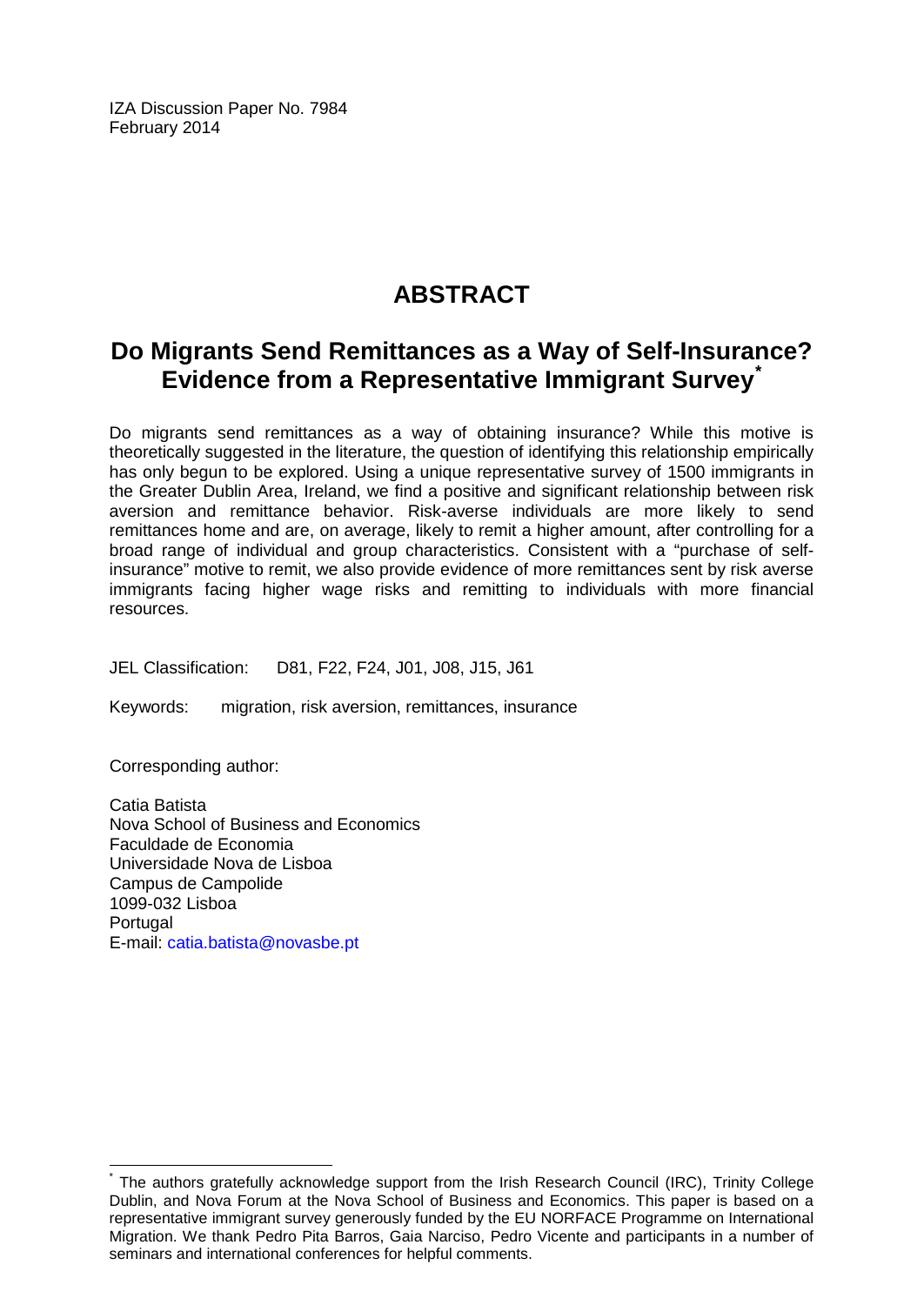IZA Discussion Paper No. 7984
February 2014

# ABSTRACT

## Do Migrants Send Remittances as a Way of Self-Insurance? Evidence from a Representative Immigrant Survey[*]

Do migrants send remittances as a way of obtaining insurance? While this motive is theoretically suggested in the literature, the question of identifying this relationship empirically has only begun to be explored. Using a unique representative survey of 1500 immigrants in the Greater Dublin Area, Ireland, we find a positive and significant relationship between risk aversion and remittance behavior. Risk-averse individuals are more likely to send remittances home and are, on average, likely to remit a higher amount, after controlling for a broad range of individual and group characteristics. Consistent with a "purchase of self-insurance" motive to remit, we also provide evidence of more remittances sent by risk averse immigrants facing higher wage risks and remitting to individuals with more financial resources.

JEL Classification: D81, F22, F24, J01, J08, J15, J61

Keywords: migration, risk aversion, remittances, insurance

Corresponding author:

Catia Batista
Nova School of Business and Economics
Faculdade de Economia
Universidade Nova de Lisboa
Campus de Campolide
1099-032 Lisboa
Portugal
E-mail: catia.batista@novasbe.pt

---

[*] The authors gratefully acknowledge support from the Irish Research Council (IRC), Trinity College Dublin, and Nova Forum at the Nova School of Business and Economics. This paper is based on a representative immigrant survey generously funded by the EU NORFACE Programme on International Migration. We thank Pedro Pita Barros, Gaia Narciso, Pedro Vicente and participants in a number of seminars and international conferences for helpful comments.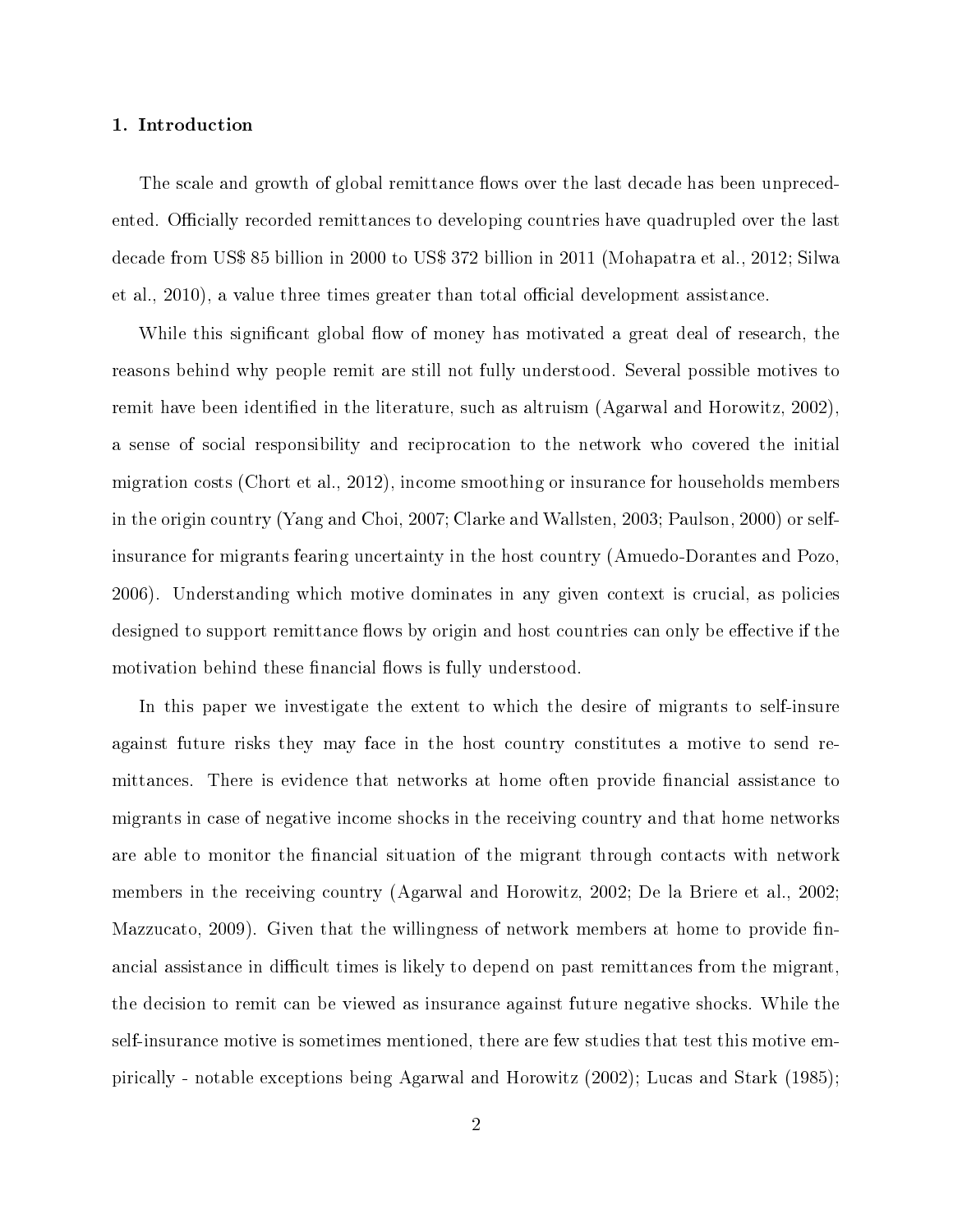## 1. Introduction

The scale and growth of global remittance flows over the last decade has been unprecedented. Officially recorded remittances to developing countries have quadrupled over the last decade from US$ 85 billion in 2000 to US$ 372 billion in 2011 (Mohapatra et al., 2012; Silwa et al., 2010), a value three times greater than total official development assistance.

While this significant global flow of money has motivated a great deal of research, the reasons behind why people remit are still not fully understood. Several possible motives to remit have been identified in the literature, such as altruism (Agarwal and Horowitz, 2002), a sense of social responsibility and reciprocation to the network who covered the initial migration costs (Chort et al., 2012), income smoothing or insurance for households members in the origin country (Yang and Choi, 2007; Clarke and Wallsten, 2003; Paulson, 2000) or self-insurance for migrants fearing uncertainty in the host country (Amuedo-Dorantes and Pozo, 2006). Understanding which motive dominates in any given context is crucial, as policies designed to support remittance flows by origin and host countries can only be effective if the motivation behind these financial flows is fully understood.

In this paper we investigate the extent to which the desire of migrants to self-insure against future risks they may face in the host country constitutes a motive to send remittances. There is evidence that networks at home often provide financial assistance to migrants in case of negative income shocks in the receiving country and that home networks are able to monitor the financial situation of the migrant through contacts with network members in the receiving country (Agarwal and Horowitz, 2002; De la Briere et al., 2002; Mazzucato, 2009). Given that the willingness of network members at home to provide financial assistance in difficult times is likely to depend on past remittances from the migrant, the decision to remit can be viewed as insurance against future negative shocks. While the self-insurance motive is sometimes mentioned, there are few studies that test this motive empirically - notable exceptions being Agarwal and Horowitz (2002); Lucas and Stark (1985);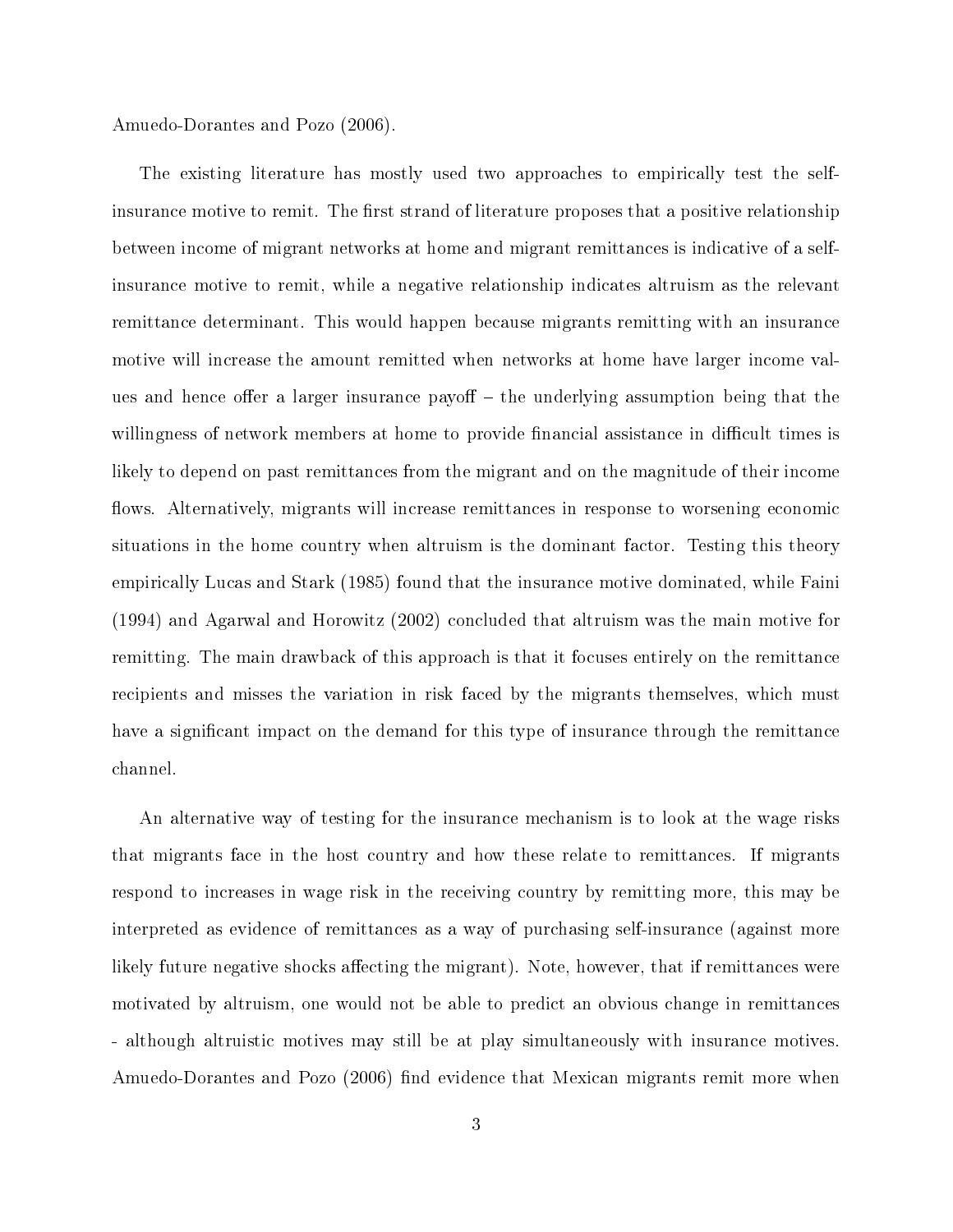Amuedo-Dorantes and Pozo (2006).

The existing literature has mostly used two approaches to empirically test the self-insurance motive to remit. The first strand of literature proposes that a positive relationship between income of migrant networks at home and migrant remittances is indicative of a self-insurance motive to remit, while a negative relationship indicates altruism as the relevant remittance determinant. This would happen because migrants remitting with an insurance motive will increase the amount remitted when networks at home have larger income values and hence offer a larger insurance payoff – the underlying assumption being that the willingness of network members at home to provide financial assistance in difficult times is likely to depend on past remittances from the migrant and on the magnitude of their income flows. Alternatively, migrants will increase remittances in response to worsening economic situations in the home country when altruism is the dominant factor. Testing this theory empirically Lucas and Stark (1985) found that the insurance motive dominated, while Faini (1994) and Agarwal and Horowitz (2002) concluded that altruism was the main motive for remitting. The main drawback of this approach is that it focuses entirely on the remittance recipients and misses the variation in risk faced by the migrants themselves, which must have a significant impact on the demand for this type of insurance through the remittance channel.

An alternative way of testing for the insurance mechanism is to look at the wage risks that migrants face in the host country and how these relate to remittances. If migrants respond to increases in wage risk in the receiving country by remitting more, this may be interpreted as evidence of remittances as a way of purchasing self-insurance (against more likely future negative shocks affecting the migrant). Note, however, that if remittances were motivated by altruism, one would not be able to predict an obvious change in remittances - although altruistic motives may still be at play simultaneously with insurance motives. Amuedo-Dorantes and Pozo (2006) find evidence that Mexican migrants remit more when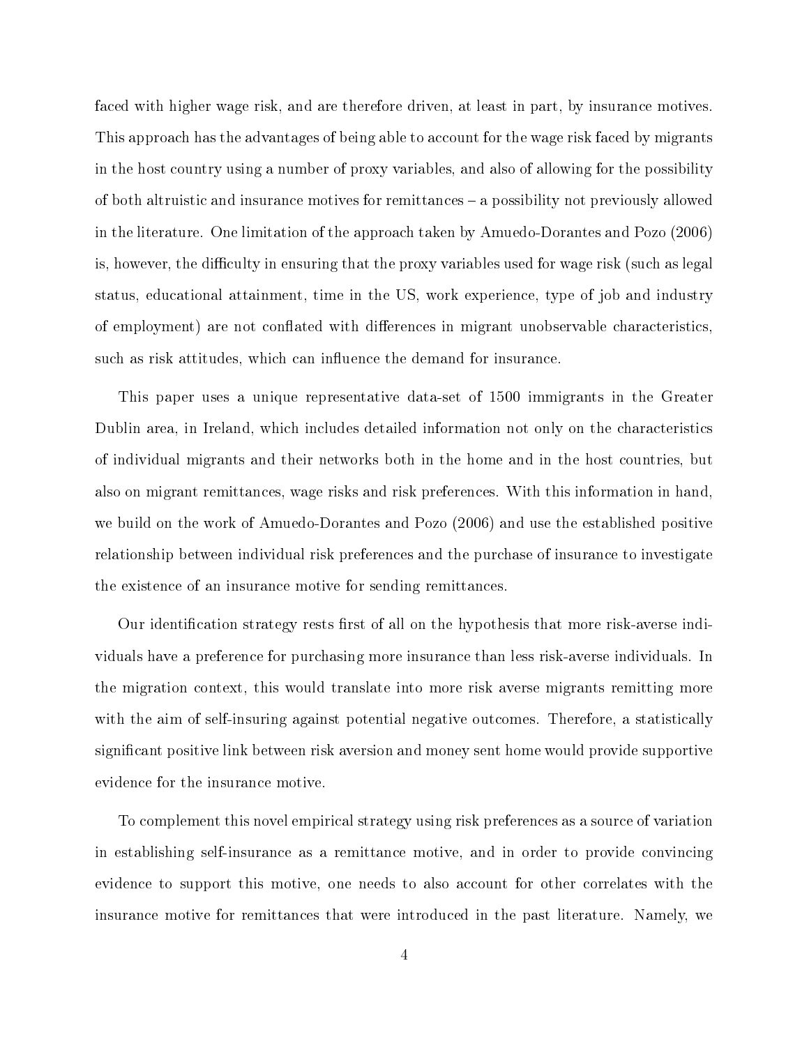faced with higher wage risk, and are therefore driven, at least in part, by insurance motives. This approach has the advantages of being able to account for the wage risk faced by migrants in the host country using a number of proxy variables, and also of allowing for the possibility of both altruistic and insurance motives for remittances – a possibility not previously allowed in the literature. One limitation of the approach taken by Amuedo-Dorantes and Pozo (2006) is, however, the difficulty in ensuring that the proxy variables used for wage risk (such as legal status, educational attainment, time in the US, work experience, type of job and industry of employment) are not conflated with differences in migrant unobservable characteristics, such as risk attitudes, which can influence the demand for insurance.

This paper uses a unique representative data-set of 1500 immigrants in the Greater Dublin area, in Ireland, which includes detailed information not only on the characteristics of individual migrants and their networks both in the home and in the host countries, but also on migrant remittances, wage risks and risk preferences. With this information in hand, we build on the work of Amuedo-Dorantes and Pozo (2006) and use the established positive relationship between individual risk preferences and the purchase of insurance to investigate the existence of an insurance motive for sending remittances.

Our identification strategy rests first of all on the hypothesis that more risk-averse individuals have a preference for purchasing more insurance than less risk-averse individuals. In the migration context, this would translate into more risk averse migrants remitting more with the aim of self-insuring against potential negative outcomes. Therefore, a statistically significant positive link between risk aversion and money sent home would provide supportive evidence for the insurance motive.

To complement this novel empirical strategy using risk preferences as a source of variation in establishing self-insurance as a remittance motive, and in order to provide convincing evidence to support this motive, one needs to also account for other correlates with the insurance motive for remittances that were introduced in the past literature. Namely, we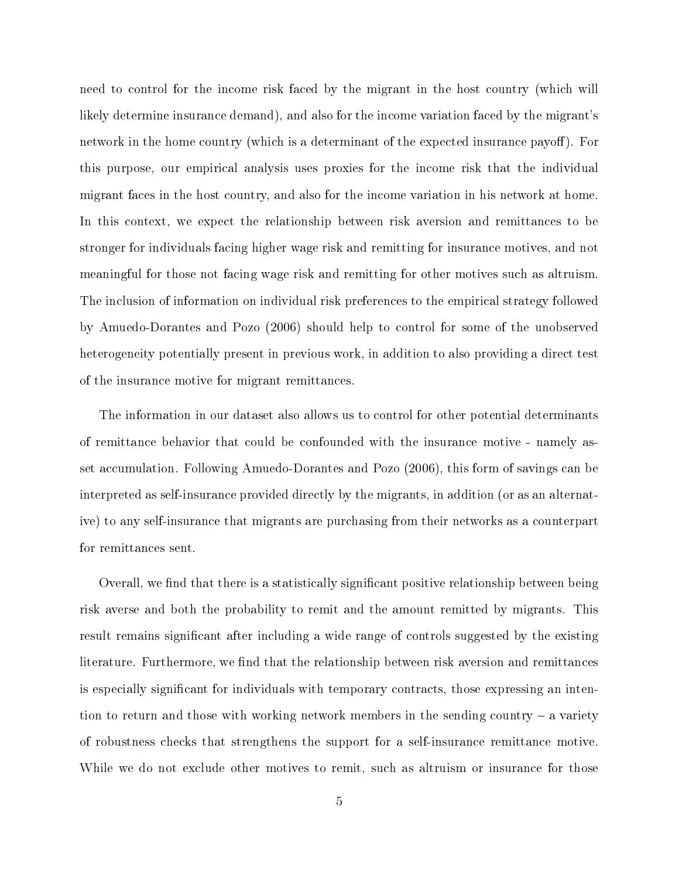need to control for the income risk faced by the migrant in the host country (which will likely determine insurance demand), and also for the income variation faced by the migrant's network in the home country (which is a determinant of the expected insurance payoff). For this purpose, our empirical analysis uses proxies for the income risk that the individual migrant faces in the host country, and also for the income variation in his network at home. In this context, we expect the relationship between risk aversion and remittances to be stronger for individuals facing higher wage risk and remitting for insurance motives, and not meaningful for those not facing wage risk and remitting for other motives such as altruism. The inclusion of information on individual risk preferences to the empirical strategy followed by Amuedo-Dorantes and Pozo (2006) should help to control for some of the unobserved heterogeneity potentially present in previous work, in addition to also providing a direct test of the insurance motive for migrant remittances.

The information in our dataset also allows us to control for other potential determinants of remittance behavior that could be confounded with the insurance motive - namely asset accumulation. Following Amuedo-Dorantes and Pozo (2006), this form of savings can be interpreted as self-insurance provided directly by the migrants, in addition (or as an alternative) to any self-insurance that migrants are purchasing from their networks as a counterpart for remittances sent.

Overall, we find that there is a statistically significant positive relationship between being risk averse and both the probability to remit and the amount remitted by migrants. This result remains significant after including a wide range of controls suggested by the existing literature. Furthermore, we find that the relationship between risk aversion and remittances is especially significant for individuals with temporary contracts, those expressing an intention to return and those with working network members in the sending country – a variety of robustness checks that strengthens the support for a self-insurance remittance motive. While we do not exclude other motives to remit, such as altruism or insurance for those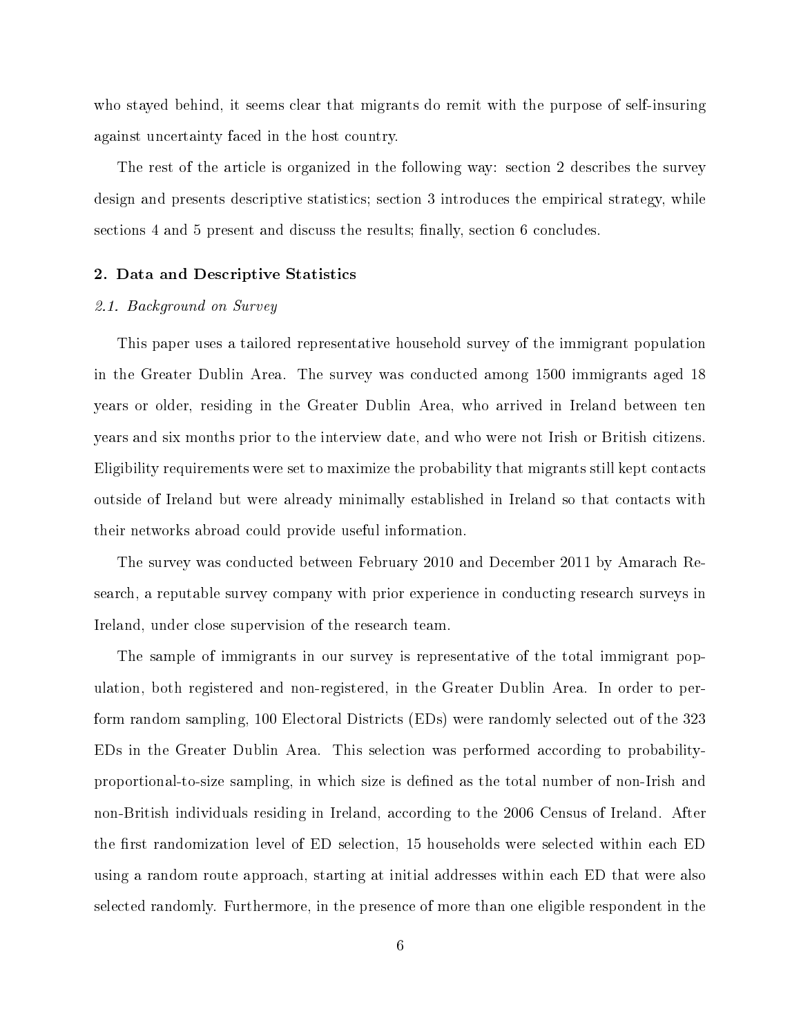who stayed behind, it seems clear that migrants do remit with the purpose of self-insuring against uncertainty faced in the host country.

The rest of the article is organized in the following way: section 2 describes the survey design and presents descriptive statistics; section 3 introduces the empirical strategy, while sections 4 and 5 present and discuss the results; finally, section 6 concludes.

## 2. Data and Descriptive Statistics

### *2.1. Background on Survey*

This paper uses a tailored representative household survey of the immigrant population in the Greater Dublin Area. The survey was conducted among 1500 immigrants aged 18 years or older, residing in the Greater Dublin Area, who arrived in Ireland between ten years and six months prior to the interview date, and who were not Irish or British citizens. Eligibility requirements were set to maximize the probability that migrants still kept contacts outside of Ireland but were already minimally established in Ireland so that contacts with their networks abroad could provide useful information.

The survey was conducted between February 2010 and December 2011 by Amarach Research, a reputable survey company with prior experience in conducting research surveys in Ireland, under close supervision of the research team.

The sample of immigrants in our survey is representative of the total immigrant population, both registered and non-registered, in the Greater Dublin Area. In order to perform random sampling, 100 Electoral Districts (EDs) were randomly selected out of the 323 EDs in the Greater Dublin Area. This selection was performed according to probability-proportional-to-size sampling, in which size is defined as the total number of non-Irish and non-British individuals residing in Ireland, according to the 2006 Census of Ireland. After the first randomization level of ED selection, 15 households were selected within each ED using a random route approach, starting at initial addresses within each ED that were also selected randomly. Furthermore, in the presence of more than one eligible respondent in the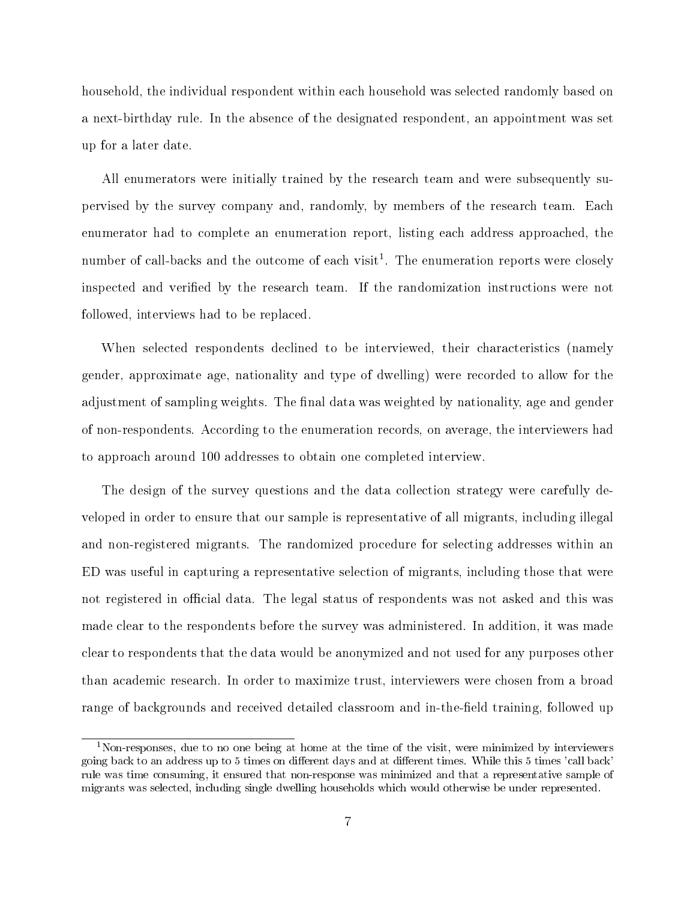household, the individual respondent within each household was selected randomly based on a next-birthday rule. In the absence of the designated respondent, an appointment was set up for a later date.

All enumerators were initially trained by the research team and were subsequently supervised by the survey company and, randomly, by members of the research team. Each enumerator had to complete an enumeration report, listing each address approached, the number of call-backs and the outcome of each visit[1]. The enumeration reports were closely inspected and verified by the research team. If the randomization instructions were not followed, interviews had to be replaced.

When selected respondents declined to be interviewed, their characteristics (namely gender, approximate age, nationality and type of dwelling) were recorded to allow for the adjustment of sampling weights. The final data was weighted by nationality, age and gender of non-respondents. According to the enumeration records, on average, the interviewers had to approach around 100 addresses to obtain one completed interview.

The design of the survey questions and the data collection strategy were carefully developed in order to ensure that our sample is representative of all migrants, including illegal and non-registered migrants. The randomized procedure for selecting addresses within an ED was useful in capturing a representative selection of migrants, including those that were not registered in official data. The legal status of respondents was not asked and this was made clear to the respondents before the survey was administered. In addition, it was made clear to respondents that the data would be anonymized and not used for any purposes other than academic research. In order to maximize trust, interviewers were chosen from a broad range of backgrounds and received detailed classroom and in-the-field training, followed up

[1] Non-responses, due to no one being at home at the time of the visit, were minimized by interviewers going back to an address up to 5 times on different days and at different times. While this 5 times 'call back' rule was time consuming, it ensured that non-response was minimized and that a representative sample of migrants was selected, including single dwelling households which would otherwise be under represented.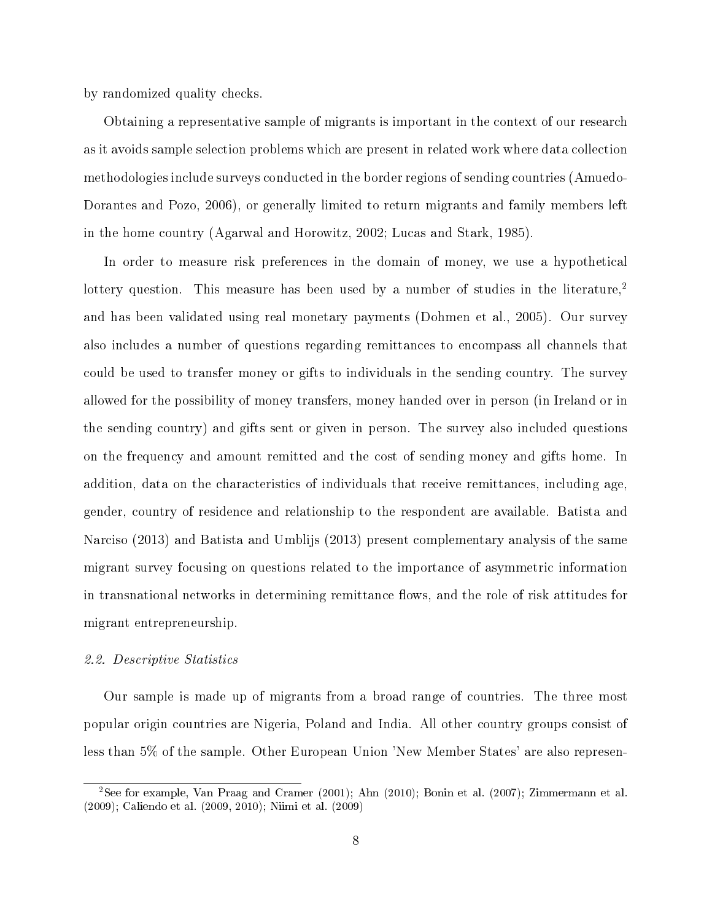by randomized quality checks.

Obtaining a representative sample of migrants is important in the context of our research as it avoids sample selection problems which are present in related work where data collection methodologies include surveys conducted in the border regions of sending countries (Amuedo-Dorantes and Pozo, 2006), or generally limited to return migrants and family members left in the home country (Agarwal and Horowitz, 2002; Lucas and Stark, 1985).

In order to measure risk preferences in the domain of money, we use a hypothetical lottery question. This measure has been used by a number of studies in the literature,[2] and has been validated using real monetary payments (Dohmen et al., 2005). Our survey also includes a number of questions regarding remittances to encompass all channels that could be used to transfer money or gifts to individuals in the sending country. The survey allowed for the possibility of money transfers, money handed over in person (in Ireland or in the sending country) and gifts sent or given in person. The survey also included questions on the frequency and amount remitted and the cost of sending money and gifts home. In addition, data on the characteristics of individuals that receive remittances, including age, gender, country of residence and relationship to the respondent are available. Batista and Narciso (2013) and Batista and Umblijs (2013) present complementary analysis of the same migrant survey focusing on questions related to the importance of asymmetric information in transnational networks in determining remittance flows, and the role of risk attitudes for migrant entrepreneurship.

*2.2. Descriptive Statistics*

Our sample is made up of migrants from a broad range of countries. The three most popular origin countries are Nigeria, Poland and India. All other country groups consist of less than 5% of the sample. Other European Union 'New Member States' are also represen-

[2] See for example, Van Praag and Cramer (2001); Ahn (2010); Bonin et al. (2007); Zimmermann et al. (2009); Caliendo et al. (2009, 2010); Niimi et al. (2009)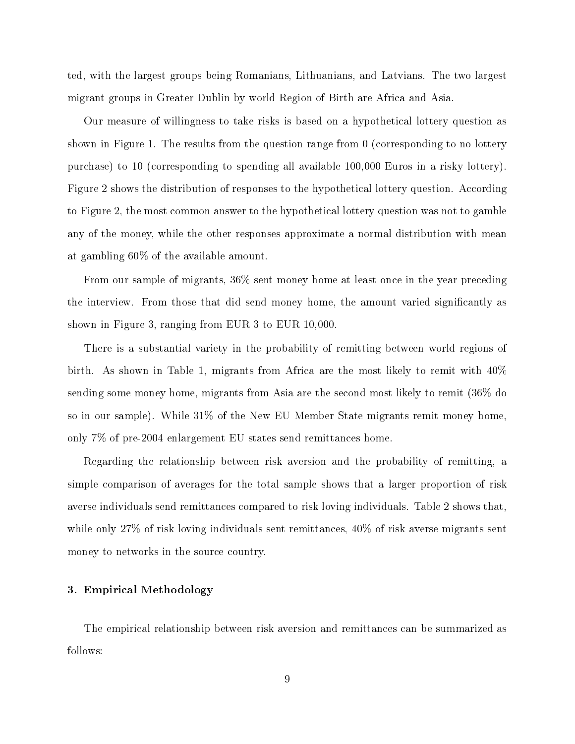ted, with the largest groups being Romanians, Lithuanians, and Latvians. The two largest migrant groups in Greater Dublin by world Region of Birth are Africa and Asia.

Our measure of willingness to take risks is based on a hypothetical lottery question as shown in Figure 1. The results from the question range from 0 (corresponding to no lottery purchase) to 10 (corresponding to spending all available 100,000 Euros in a risky lottery). Figure 2 shows the distribution of responses to the hypothetical lottery question. According to Figure 2, the most common answer to the hypothetical lottery question was not to gamble any of the money, while the other responses approximate a normal distribution with mean at gambling 60% of the available amount.

From our sample of migrants, 36% sent money home at least once in the year preceding the interview. From those that did send money home, the amount varied significantly as shown in Figure 3, ranging from EUR 3 to EUR 10,000.

There is a substantial variety in the probability of remitting between world regions of birth. As shown in Table 1, migrants from Africa are the most likely to remit with 40% sending some money home, migrants from Asia are the second most likely to remit (36% do so in our sample). While 31% of the New EU Member State migrants remit money home, only 7% of pre-2004 enlargement EU states send remittances home.

Regarding the relationship between risk aversion and the probability of remitting, a simple comparison of averages for the total sample shows that a larger proportion of risk averse individuals send remittances compared to risk loving individuals. Table 2 shows that, while only 27% of risk loving individuals sent remittances, 40% of risk averse migrants sent money to networks in the source country.

## 3. Empirical Methodology

The empirical relationship between risk aversion and remittances can be summarized as follows: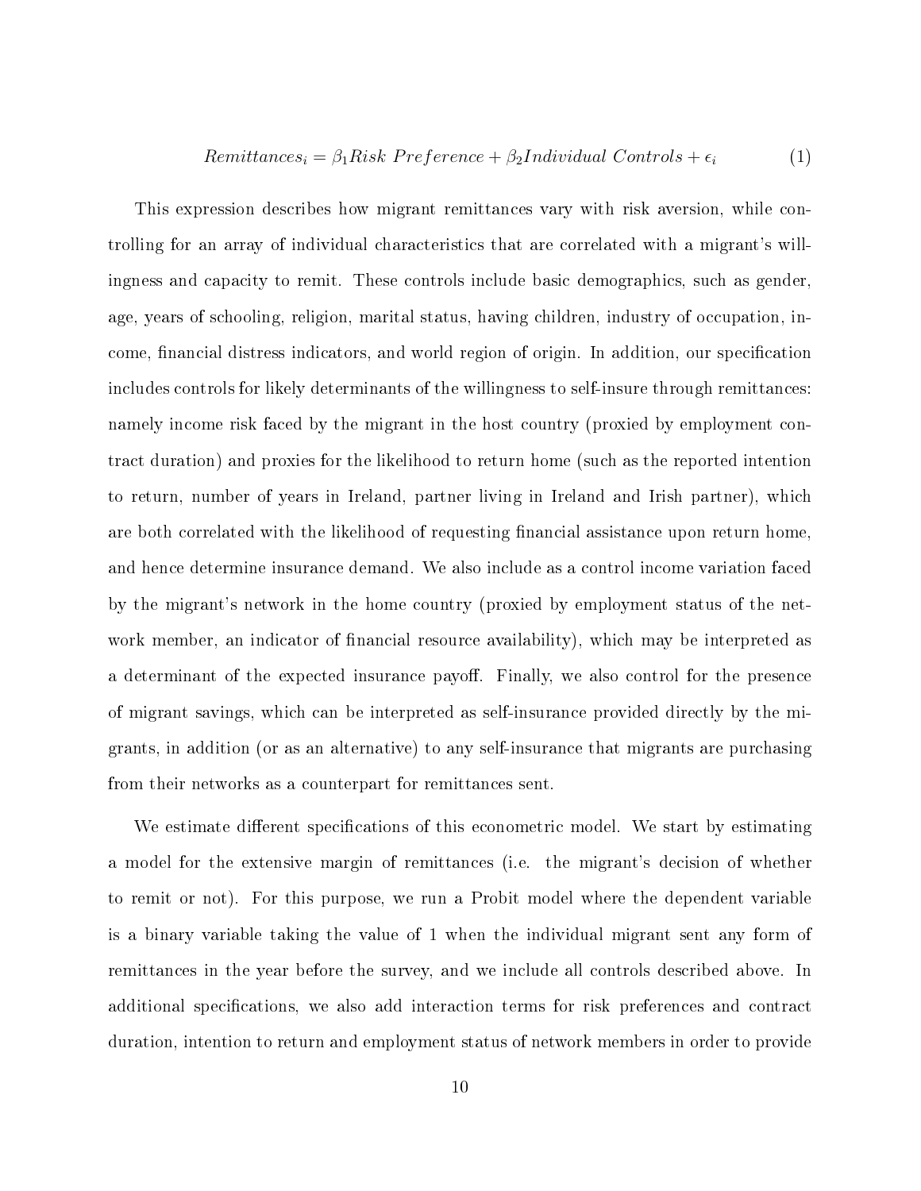$$Remittances_i = \beta_1 Risk\ Preference + \beta_2 Individual\ Controls + \epsilon_i \tag{1}$$

This expression describes how migrant remittances vary with risk aversion, while controlling for an array of individual characteristics that are correlated with a migrant's willingness and capacity to remit. These controls include basic demographics, such as gender, age, years of schooling, religion, marital status, having children, industry of occupation, income, financial distress indicators, and world region of origin. In addition, our specification includes controls for likely determinants of the willingness to self-insure through remittances: namely income risk faced by the migrant in the host country (proxied by employment contract duration) and proxies for the likelihood to return home (such as the reported intention to return, number of years in Ireland, partner living in Ireland and Irish partner), which are both correlated with the likelihood of requesting financial assistance upon return home, and hence determine insurance demand. We also include as a control income variation faced by the migrant's network in the home country (proxied by employment status of the network member, an indicator of financial resource availability), which may be interpreted as a determinant of the expected insurance payoff. Finally, we also control for the presence of migrant savings, which can be interpreted as self-insurance provided directly by the migrants, in addition (or as an alternative) to any self-insurance that migrants are purchasing from their networks as a counterpart for remittances sent.

We estimate different specifications of this econometric model. We start by estimating a model for the extensive margin of remittances (i.e. the migrant's decision of whether to remit or not). For this purpose, we run a Probit model where the dependent variable is a binary variable taking the value of 1 when the individual migrant sent any form of remittances in the year before the survey, and we include all controls described above. In additional specifications, we also add interaction terms for risk preferences and contract duration, intention to return and employment status of network members in order to provide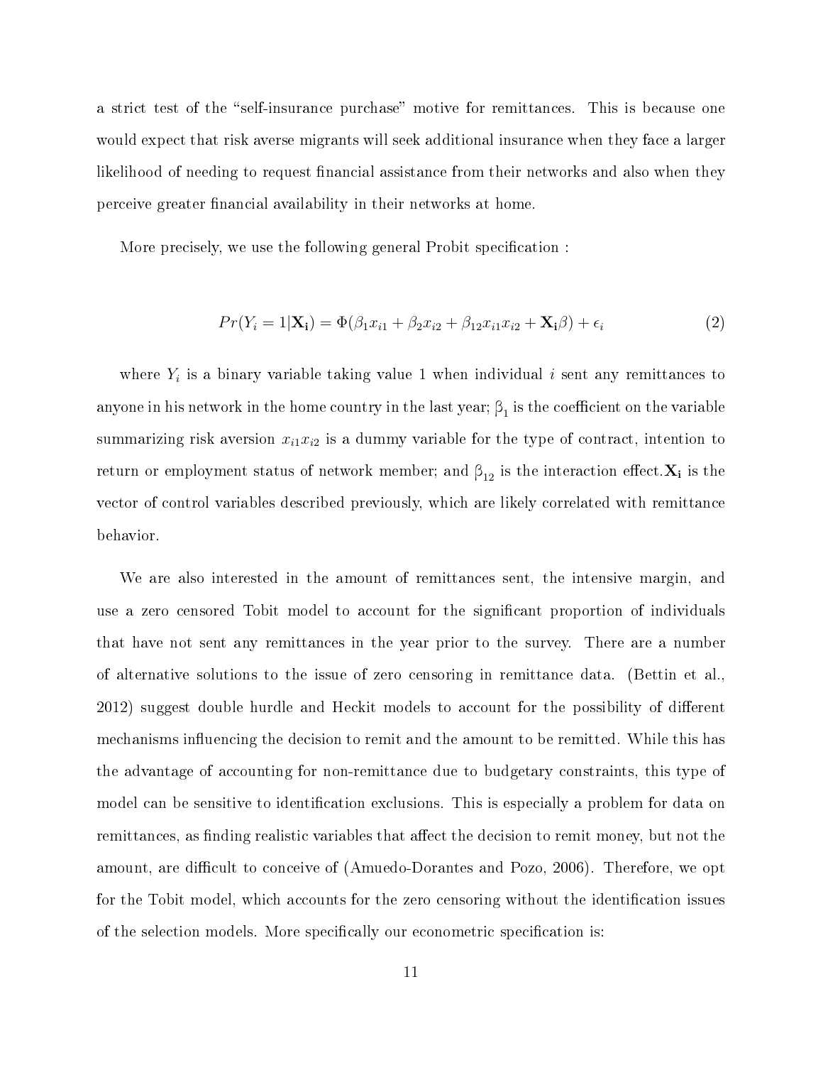a strict test of the "self-insurance purchase" motive for remittances. This is because one would expect that risk averse migrants will seek additional insurance when they face a larger likelihood of needing to request financial assistance from their networks and also when they perceive greater financial availability in their networks at home.

More precisely, we use the following general Probit specification :

$$Pr(Y_i = 1|\mathbf{X_i}) = \Phi(\beta_1 x_{i1} + \beta_2 x_{i2} + \beta_{12} x_{i1} x_{i2} + \mathbf{X_i}\beta) + \epsilon_i \tag{2}$$

where $Y_i$ is a binary variable taking value 1 when individual $i$ sent any remittances to anyone in his network in the home country in the last year; $\beta_1$ is the coefficient on the variable summarizing risk aversion $x_{i1}x_{i2}$ is a dummy variable for the type of contract, intention to return or employment status of network member; and $\beta_{12}$ is the interaction effect.$\mathbf{X_i}$ is the vector of control variables described previously, which are likely correlated with remittance behavior.

We are also interested in the amount of remittances sent, the intensive margin, and use a zero censored Tobit model to account for the significant proportion of individuals that have not sent any remittances in the year prior to the survey. There are a number of alternative solutions to the issue of zero censoring in remittance data. (Bettin et al., 2012) suggest double hurdle and Heckit models to account for the possibility of different mechanisms influencing the decision to remit and the amount to be remitted. While this has the advantage of accounting for non-remittance due to budgetary constraints, this type of model can be sensitive to identification exclusions. This is especially a problem for data on remittances, as finding realistic variables that affect the decision to remit money, but not the amount, are difficult to conceive of (Amuedo-Dorantes and Pozo, 2006). Therefore, we opt for the Tobit model, which accounts for the zero censoring without the identification issues of the selection models. More specifically our econometric specification is: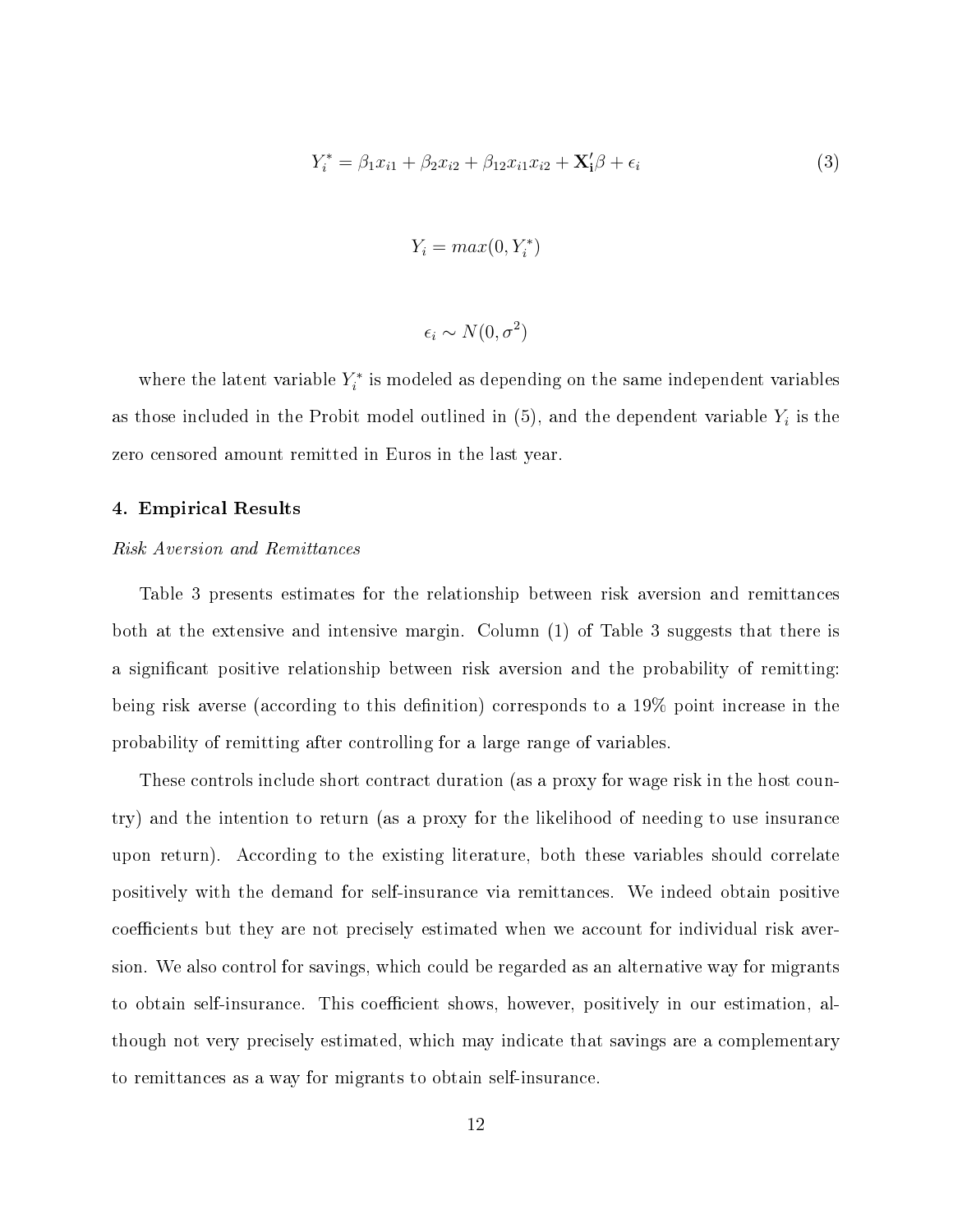$$Y_i^* = \beta_1 x_{i1} + \beta_2 x_{i2} + \beta_{12} x_{i1} x_{i2} + \mathbf{X_i'}\beta + \epsilon_i \tag{3}$$

$$Y_i = max(0, Y_i^*)$$

$$\epsilon_i \sim N(0, \sigma^2)$$

where the latent variable $Y_i^*$ is modeled as depending on the same independent variables as those included in the Probit model outlined in (5), and the dependent variable $Y_i$ is the zero censored amount remitted in Euros in the last year.

### 4. Empirical Results

*Risk Aversion and Remittances*

Table 3 presents estimates for the relationship between risk aversion and remittances both at the extensive and intensive margin. Column (1) of Table 3 suggests that there is a significant positive relationship between risk aversion and the probability of remitting: being risk averse (according to this definition) corresponds to a 19% point increase in the probability of remitting after controlling for a large range of variables.

These controls include short contract duration (as a proxy for wage risk in the host country) and the intention to return (as a proxy for the likelihood of needing to use insurance upon return). According to the existing literature, both these variables should correlate positively with the demand for self-insurance via remittances. We indeed obtain positive coefficients but they are not precisely estimated when we account for individual risk aversion. We also control for savings, which could be regarded as an alternative way for migrants to obtain self-insurance. This coefficient shows, however, positively in our estimation, although not very precisely estimated, which may indicate that savings are a complementary to remittances as a way for migrants to obtain self-insurance.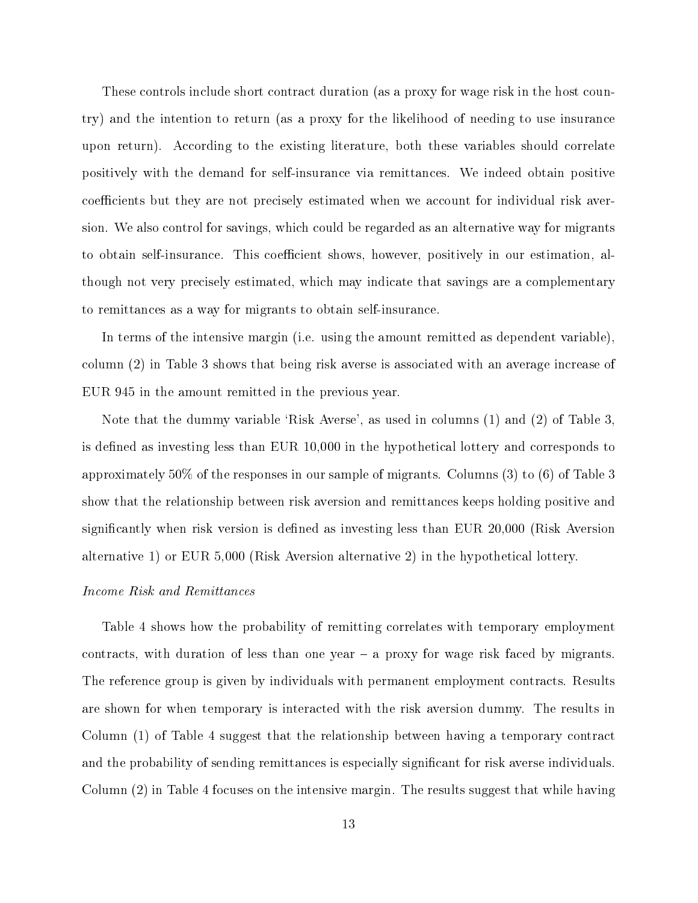These controls include short contract duration (as a proxy for wage risk in the host country) and the intention to return (as a proxy for the likelihood of needing to use insurance upon return). According to the existing literature, both these variables should correlate positively with the demand for self-insurance via remittances. We indeed obtain positive coefficients but they are not precisely estimated when we account for individual risk aversion. We also control for savings, which could be regarded as an alternative way for migrants to obtain self-insurance. This coefficient shows, however, positively in our estimation, although not very precisely estimated, which may indicate that savings are a complementary to remittances as a way for migrants to obtain self-insurance.

In terms of the intensive margin (i.e. using the amount remitted as dependent variable), column (2) in Table 3 shows that being risk averse is associated with an average increase of EUR 945 in the amount remitted in the previous year.

Note that the dummy variable 'Risk Averse', as used in columns (1) and (2) of Table 3, is defined as investing less than EUR 10,000 in the hypothetical lottery and corresponds to approximately 50% of the responses in our sample of migrants. Columns (3) to (6) of Table 3 show that the relationship between risk aversion and remittances keeps holding positive and significantly when risk version is defined as investing less than EUR 20,000 (Risk Aversion alternative 1) or EUR 5,000 (Risk Aversion alternative 2) in the hypothetical lottery.

*Income Risk and Remittances*

Table 4 shows how the probability of remitting correlates with temporary employment contracts, with duration of less than one year – a proxy for wage risk faced by migrants. The reference group is given by individuals with permanent employment contracts. Results are shown for when temporary is interacted with the risk aversion dummy. The results in Column (1) of Table 4 suggest that the relationship between having a temporary contract and the probability of sending remittances is especially significant for risk averse individuals. Column (2) in Table 4 focuses on the intensive margin. The results suggest that while having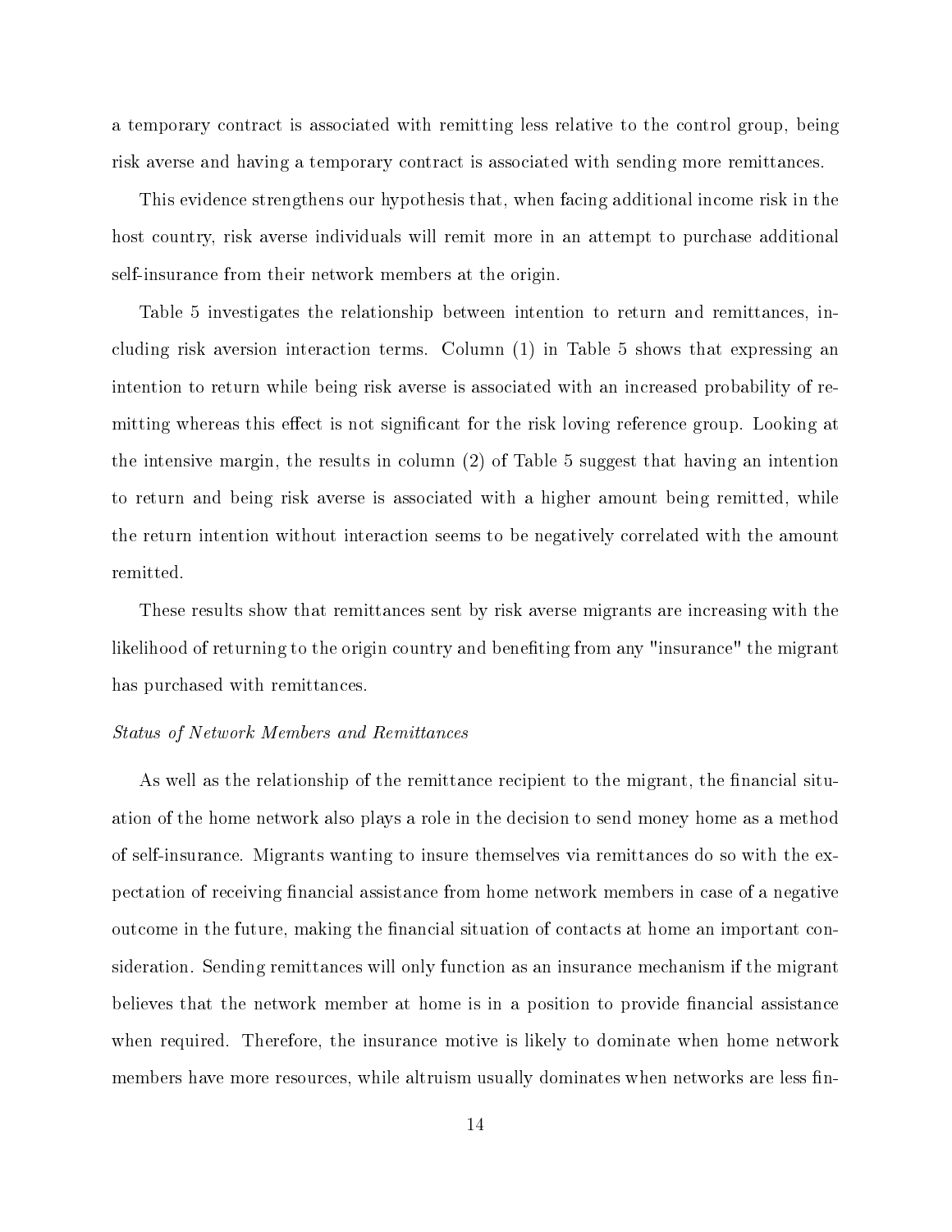a temporary contract is associated with remitting less relative to the control group, being risk averse and having a temporary contract is associated with sending more remittances.

This evidence strengthens our hypothesis that, when facing additional income risk in the host country, risk averse individuals will remit more in an attempt to purchase additional self-insurance from their network members at the origin.

Table 5 investigates the relationship between intention to return and remittances, including risk aversion interaction terms. Column (1) in Table 5 shows that expressing an intention to return while being risk averse is associated with an increased probability of remitting whereas this effect is not significant for the risk loving reference group. Looking at the intensive margin, the results in column (2) of Table 5 suggest that having an intention to return and being risk averse is associated with a higher amount being remitted, while the return intention without interaction seems to be negatively correlated with the amount remitted.

These results show that remittances sent by risk averse migrants are increasing with the likelihood of returning to the origin country and benefiting from any "insurance" the migrant has purchased with remittances.

*Status of Network Members and Remittances*

As well as the relationship of the remittance recipient to the migrant, the financial situation of the home network also plays a role in the decision to send money home as a method of self-insurance. Migrants wanting to insure themselves via remittances do so with the expectation of receiving financial assistance from home network members in case of a negative outcome in the future, making the financial situation of contacts at home an important consideration. Sending remittances will only function as an insurance mechanism if the migrant believes that the network member at home is in a position to provide financial assistance when required. Therefore, the insurance motive is likely to dominate when home network members have more resources, while altruism usually dominates when networks are less fin-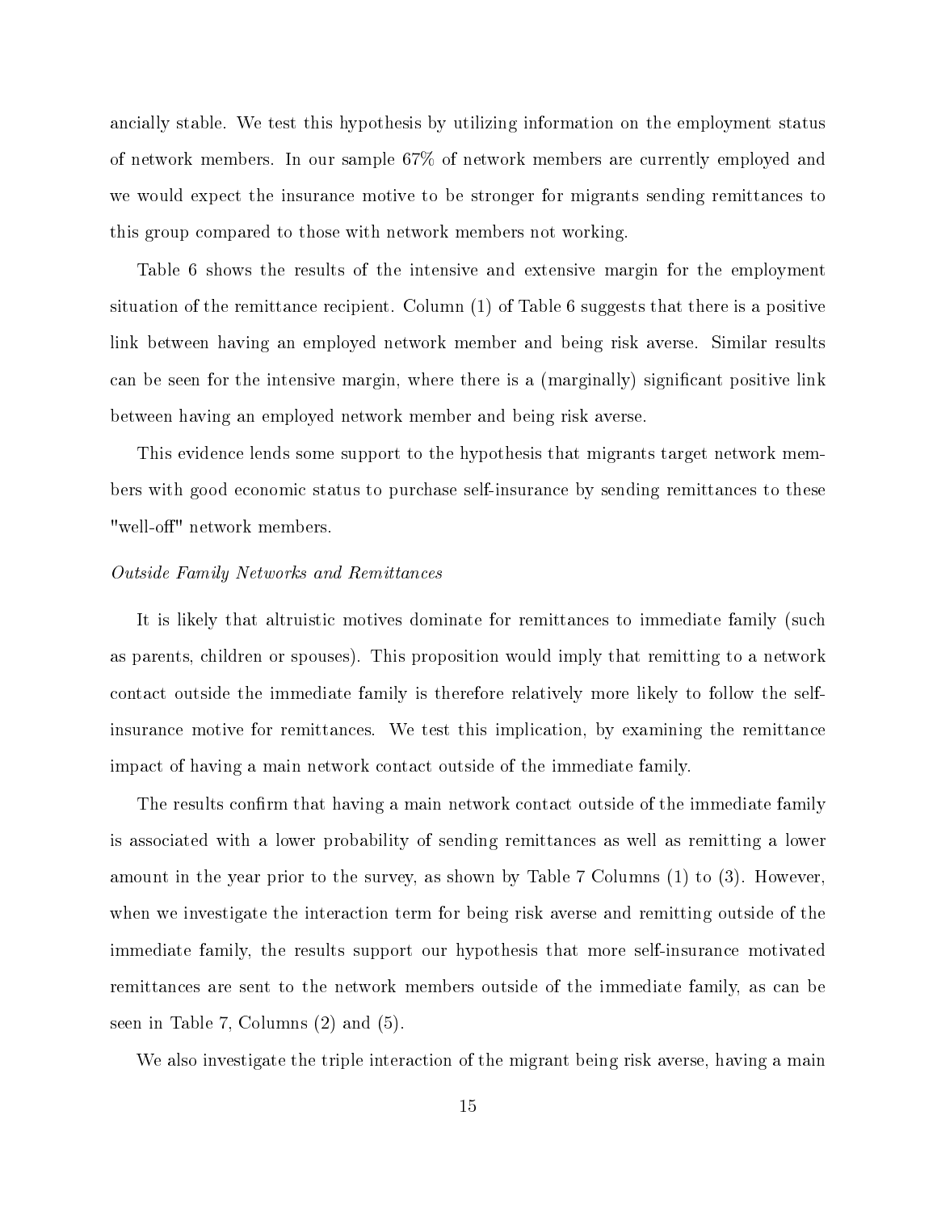ancially stable. We test this hypothesis by utilizing information on the employment status of network members. In our sample 67% of network members are currently employed and we would expect the insurance motive to be stronger for migrants sending remittances to this group compared to those with network members not working.

Table 6 shows the results of the intensive and extensive margin for the employment situation of the remittance recipient. Column (1) of Table 6 suggests that there is a positive link between having an employed network member and being risk averse. Similar results can be seen for the intensive margin, where there is a (marginally) significant positive link between having an employed network member and being risk averse.

This evidence lends some support to the hypothesis that migrants target network members with good economic status to purchase self-insurance by sending remittances to these "well-off" network members.

*Outside Family Networks and Remittances*

It is likely that altruistic motives dominate for remittances to immediate family (such as parents, children or spouses). This proposition would imply that remitting to a network contact outside the immediate family is therefore relatively more likely to follow the self-insurance motive for remittances. We test this implication, by examining the remittance impact of having a main network contact outside of the immediate family.

The results confirm that having a main network contact outside of the immediate family is associated with a lower probability of sending remittances as well as remitting a lower amount in the year prior to the survey, as shown by Table 7 Columns (1) to (3). However, when we investigate the interaction term for being risk averse and remitting outside of the immediate family, the results support our hypothesis that more self-insurance motivated remittances are sent to the network members outside of the immediate family, as can be seen in Table 7, Columns (2) and (5).

We also investigate the triple interaction of the migrant being risk averse, having a main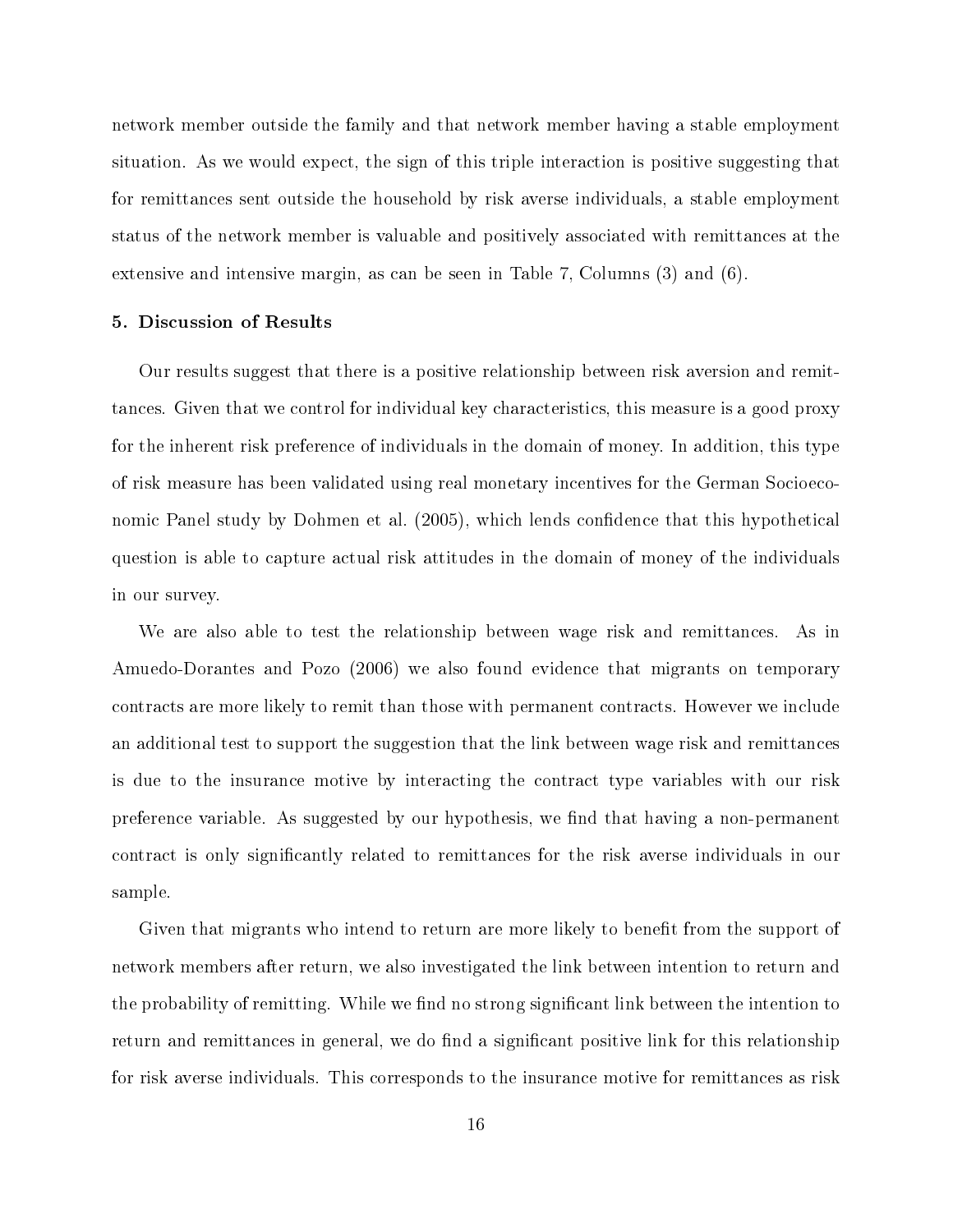network member outside the family and that network member having a stable employment situation. As we would expect, the sign of this triple interaction is positive suggesting that for remittances sent outside the household by risk averse individuals, a stable employment status of the network member is valuable and positively associated with remittances at the extensive and intensive margin, as can be seen in Table 7, Columns (3) and (6).

## 5. Discussion of Results

Our results suggest that there is a positive relationship between risk aversion and remittances. Given that we control for individual key characteristics, this measure is a good proxy for the inherent risk preference of individuals in the domain of money. In addition, this type of risk measure has been validated using real monetary incentives for the German Socioeconomic Panel study by Dohmen et al. (2005), which lends confidence that this hypothetical question is able to capture actual risk attitudes in the domain of money of the individuals in our survey.

We are also able to test the relationship between wage risk and remittances. As in Amuedo-Dorantes and Pozo (2006) we also found evidence that migrants on temporary contracts are more likely to remit than those with permanent contracts. However we include an additional test to support the suggestion that the link between wage risk and remittances is due to the insurance motive by interacting the contract type variables with our risk preference variable. As suggested by our hypothesis, we find that having a non-permanent contract is only significantly related to remittances for the risk averse individuals in our sample.

Given that migrants who intend to return are more likely to benefit from the support of network members after return, we also investigated the link between intention to return and the probability of remitting. While we find no strong significant link between the intention to return and remittances in general, we do find a significant positive link for this relationship for risk averse individuals. This corresponds to the insurance motive for remittances as risk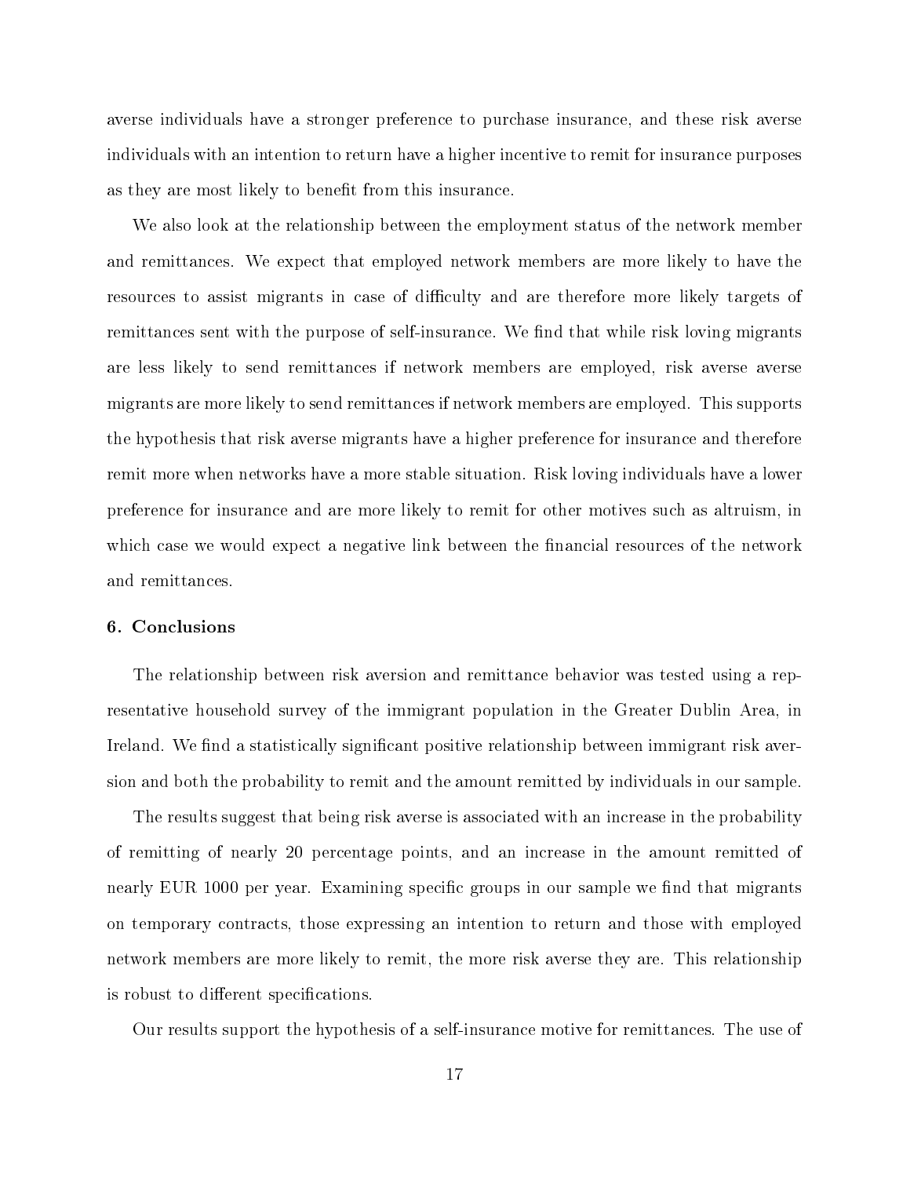averse individuals have a stronger preference to purchase insurance, and these risk averse individuals with an intention to return have a higher incentive to remit for insurance purposes as they are most likely to benefit from this insurance.

We also look at the relationship between the employment status of the network member and remittances. We expect that employed network members are more likely to have the resources to assist migrants in case of difficulty and are therefore more likely targets of remittances sent with the purpose of self-insurance. We find that while risk loving migrants are less likely to send remittances if network members are employed, risk averse averse migrants are more likely to send remittances if network members are employed. This supports the hypothesis that risk averse migrants have a higher preference for insurance and therefore remit more when networks have a more stable situation. Risk loving individuals have a lower preference for insurance and are more likely to remit for other motives such as altruism, in which case we would expect a negative link between the financial resources of the network and remittances.

### 6. Conclusions

The relationship between risk aversion and remittance behavior was tested using a representative household survey of the immigrant population in the Greater Dublin Area, in Ireland. We find a statistically significant positive relationship between immigrant risk aversion and both the probability to remit and the amount remitted by individuals in our sample.

The results suggest that being risk averse is associated with an increase in the probability of remitting of nearly 20 percentage points, and an increase in the amount remitted of nearly EUR 1000 per year. Examining specific groups in our sample we find that migrants on temporary contracts, those expressing an intention to return and those with employed network members are more likely to remit, the more risk averse they are. This relationship is robust to different specifications.

Our results support the hypothesis of a self-insurance motive for remittances. The use of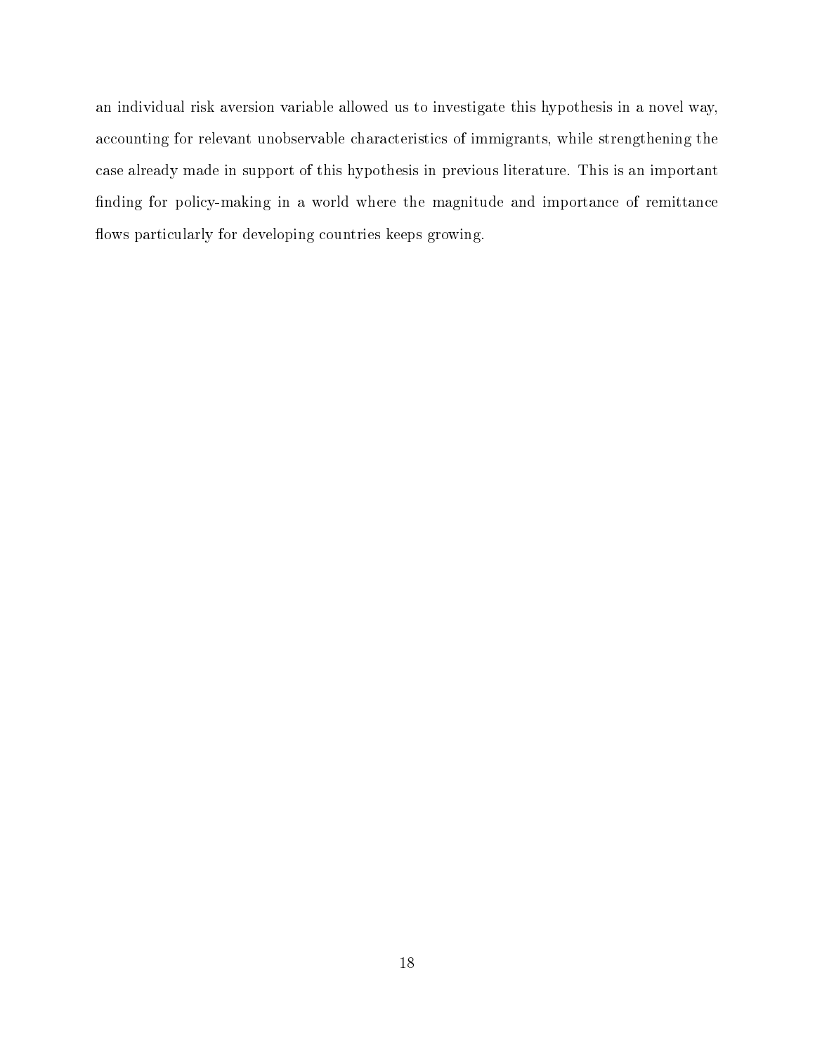an individual risk aversion variable allowed us to investigate this hypothesis in a novel way, accounting for relevant unobservable characteristics of immigrants, while strengthening the case already made in support of this hypothesis in previous literature. This is an important finding for policy-making in a world where the magnitude and importance of remittance flows particularly for developing countries keeps growing.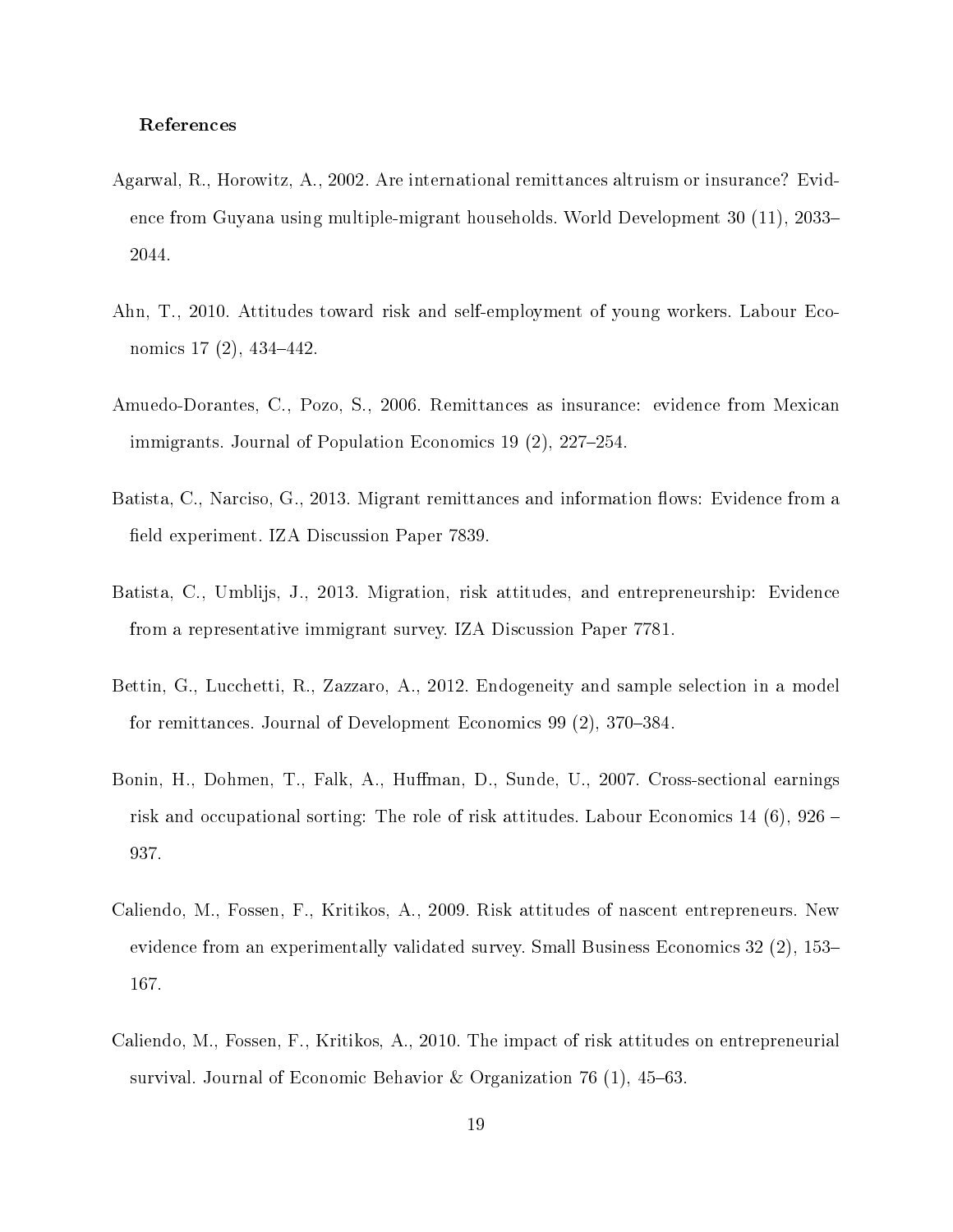# References

Agarwal, R., Horowitz, A., 2002. Are international remittances altruism or insurance? Evidence from Guyana using multiple-migrant households. World Development 30 (11), 2033–2044.

Ahn, T., 2010. Attitudes toward risk and self-employment of young workers. Labour Economics 17 (2), 434–442.

Amuedo-Dorantes, C., Pozo, S., 2006. Remittances as insurance: evidence from Mexican immigrants. Journal of Population Economics 19 (2), 227–254.

Batista, C., Narciso, G., 2013. Migrant remittances and information flows: Evidence from a field experiment. IZA Discussion Paper 7839.

Batista, C., Umblijs, J., 2013. Migration, risk attitudes, and entrepreneurship: Evidence from a representative immigrant survey. IZA Discussion Paper 7781.

Bettin, G., Lucchetti, R., Zazzaro, A., 2012. Endogeneity and sample selection in a model for remittances. Journal of Development Economics 99 (2), 370–384.

Bonin, H., Dohmen, T., Falk, A., Huffman, D., Sunde, U., 2007. Cross-sectional earnings risk and occupational sorting: The role of risk attitudes. Labour Economics 14 (6), 926 – 937.

Caliendo, M., Fossen, F., Kritikos, A., 2009. Risk attitudes of nascent entrepreneurs. New evidence from an experimentally validated survey. Small Business Economics 32 (2), 153–167.

Caliendo, M., Fossen, F., Kritikos, A., 2010. The impact of risk attitudes on entrepreneurial survival. Journal of Economic Behavior & Organization 76 (1), 45–63.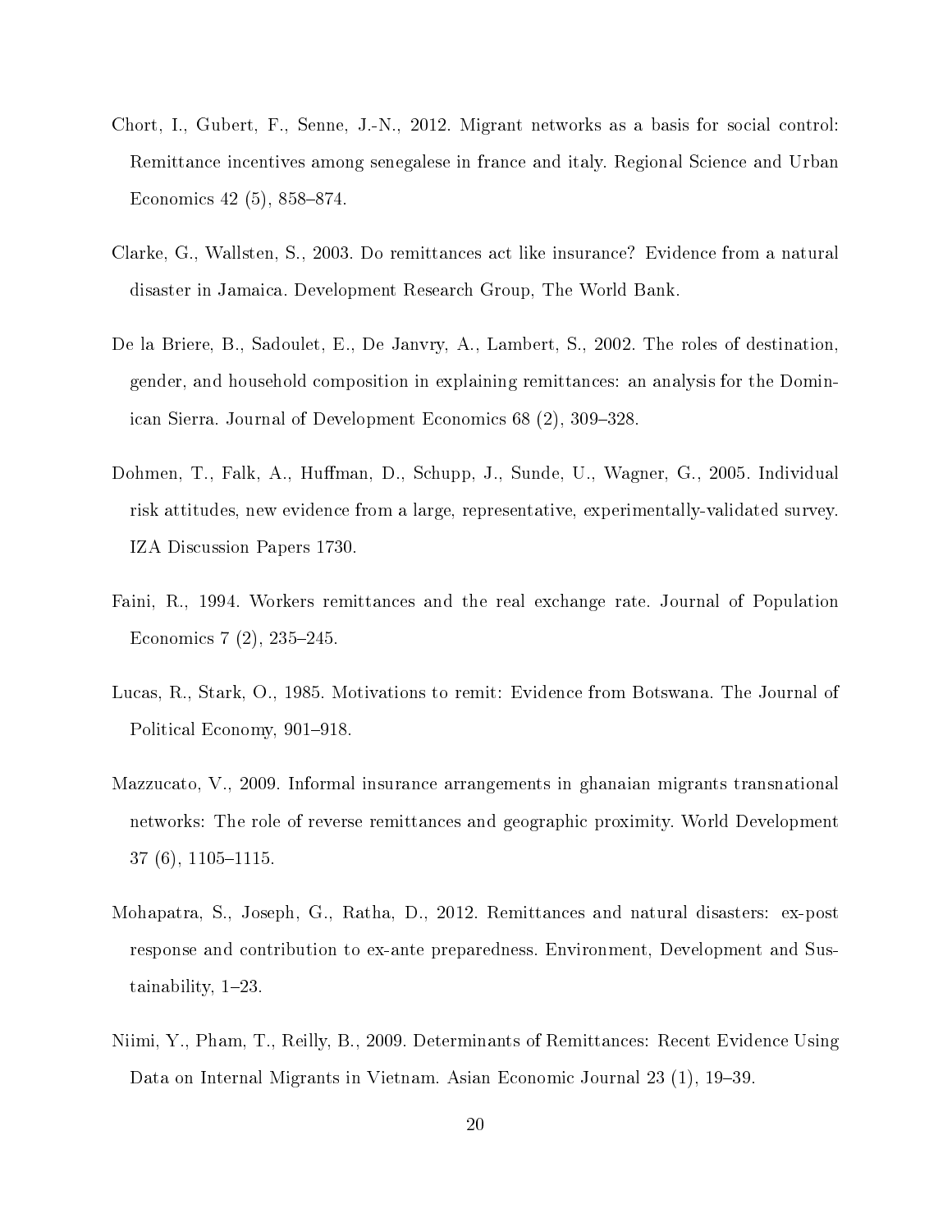Chort, I., Gubert, F., Senne, J.-N., 2012. Migrant networks as a basis for social control: Remittance incentives among senegalese in france and italy. Regional Science and Urban Economics 42 (5), 858–874.

Clarke, G., Wallsten, S., 2003. Do remittances act like insurance? Evidence from a natural disaster in Jamaica. Development Research Group, The World Bank.

De la Briere, B., Sadoulet, E., De Janvry, A., Lambert, S., 2002. The roles of destination, gender, and household composition in explaining remittances: an analysis for the Dominican Sierra. Journal of Development Economics 68 (2), 309–328.

Dohmen, T., Falk, A., Huffman, D., Schupp, J., Sunde, U., Wagner, G., 2005. Individual risk attitudes, new evidence from a large, representative, experimentally-validated survey. IZA Discussion Papers 1730.

Faini, R., 1994. Workers remittances and the real exchange rate. Journal of Population Economics 7 (2), 235–245.

Lucas, R., Stark, O., 1985. Motivations to remit: Evidence from Botswana. The Journal of Political Economy, 901–918.

Mazzucato, V., 2009. Informal insurance arrangements in ghanaian migrants transnational networks: The role of reverse remittances and geographic proximity. World Development 37 (6), 1105–1115.

Mohapatra, S., Joseph, G., Ratha, D., 2012. Remittances and natural disasters: ex-post response and contribution to ex-ante preparedness. Environment, Development and Sustainability, 1–23.

Niimi, Y., Pham, T., Reilly, B., 2009. Determinants of Remittances: Recent Evidence Using Data on Internal Migrants in Vietnam. Asian Economic Journal 23 (1), 19–39.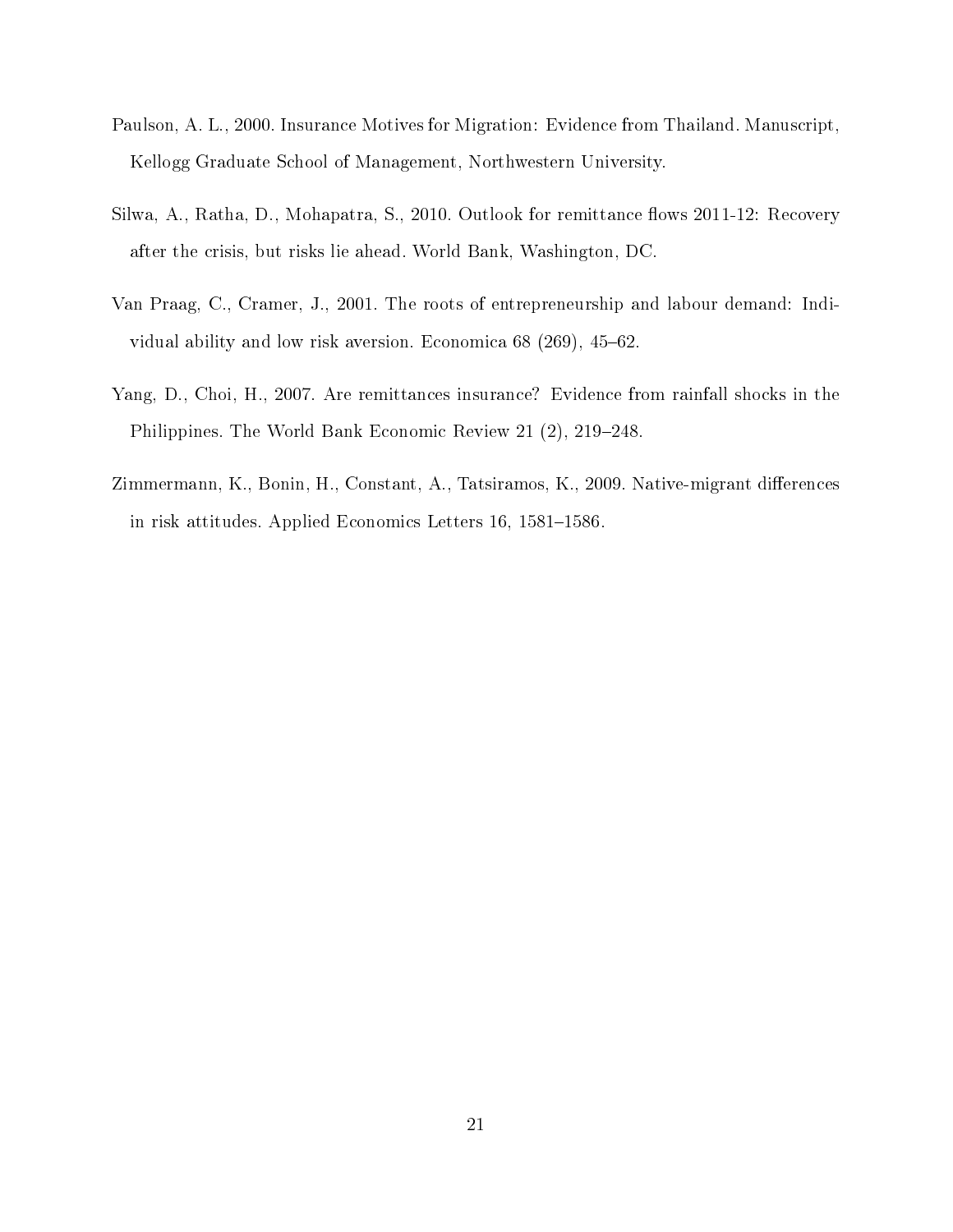Paulson, A. L., 2000. Insurance Motives for Migration: Evidence from Thailand. Manuscript, Kellogg Graduate School of Management, Northwestern University.

Silwa, A., Ratha, D., Mohapatra, S., 2010. Outlook for remittance flows 2011-12: Recovery after the crisis, but risks lie ahead. World Bank, Washington, DC.

Van Praag, C., Cramer, J., 2001. The roots of entrepreneurship and labour demand: Individual ability and low risk aversion. Economica 68 (269), 45–62.

Yang, D., Choi, H., 2007. Are remittances insurance? Evidence from rainfall shocks in the Philippines. The World Bank Economic Review 21 (2), 219–248.

Zimmermann, K., Bonin, H., Constant, A., Tatsiramos, K., 2009. Native-migrant differences in risk attitudes. Applied Economics Letters 16, 1581–1586.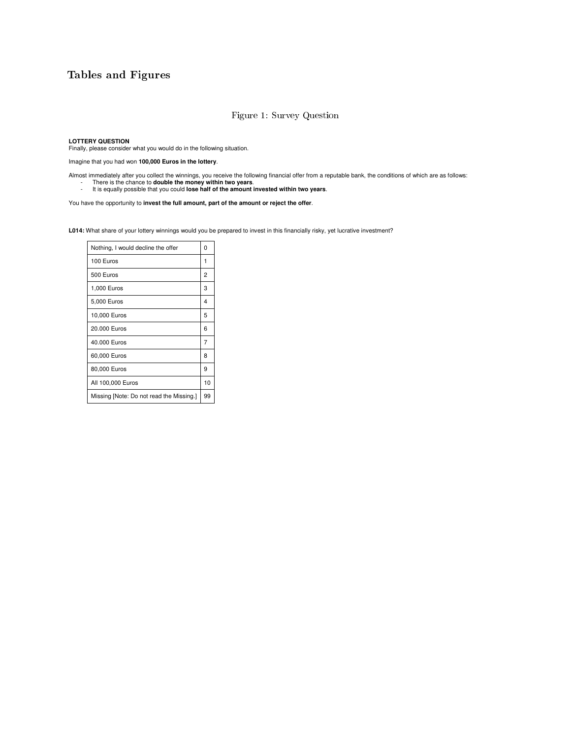# Tables and Figures

Figure 1: Survey Question

**LOTTERY QUESTION**
Finally, please consider what you would do in the following situation.

Imagine that you had won **100,000 Euros in the lottery**.

Almost immediately after you collect the winnings, you receive the following financial offer from a reputable bank, the conditions of which are as follows:

- There is the chance to **double the money within two years**.
- It is equally possible that you could **lose half of the amount invested within two years**.

You have the opportunity to **invest the full amount, part of the amount or reject the offer**.

**L014:** What share of your lottery winnings would you be prepared to invest in this financially risky, yet lucrative investment?

| | |
|---|---|
| Nothing, I would decline the offer | 0 |
| 100 Euros | 1 |
| 500 Euros | 2 |
| 1,000 Euros | 3 |
| 5,000 Euros | 4 |
| 10,000 Euros | 5 |
| 20.000 Euros | 6 |
| 40.000 Euros | 7 |
| 60,000 Euros | 8 |
| 80,000 Euros | 9 |
| All 100,000 Euros | 10 |
| Missing [Note: Do not read the Missing.] | 99 |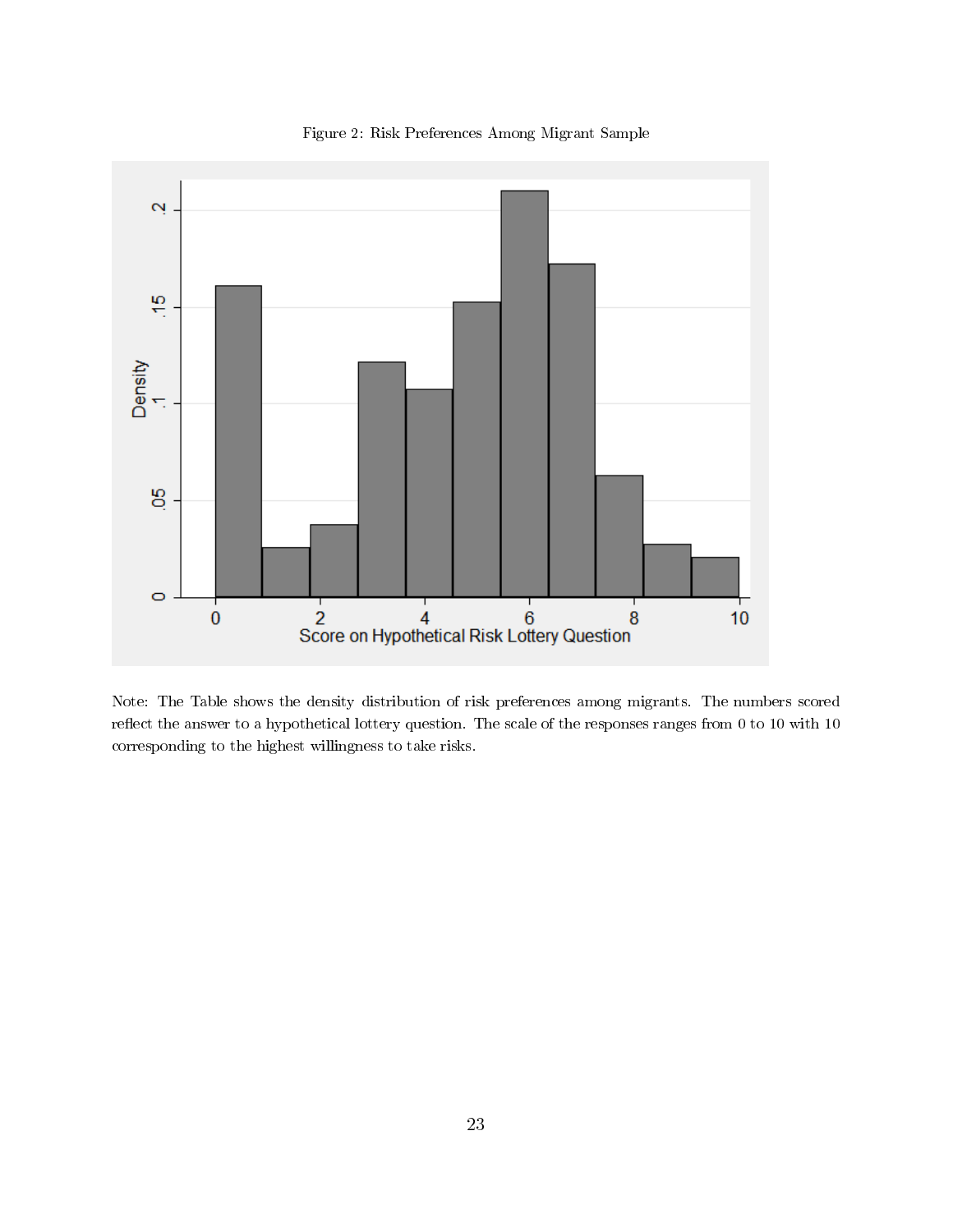Figure 2: Risk Preferences Among Migrant Sample

Note: The Table shows the density distribution of risk preferences among migrants. The numbers scored reflect the answer to a hypothetical lottery question. The scale of the responses ranges from 0 to 10 with 10 corresponding to the highest willingness to take risks.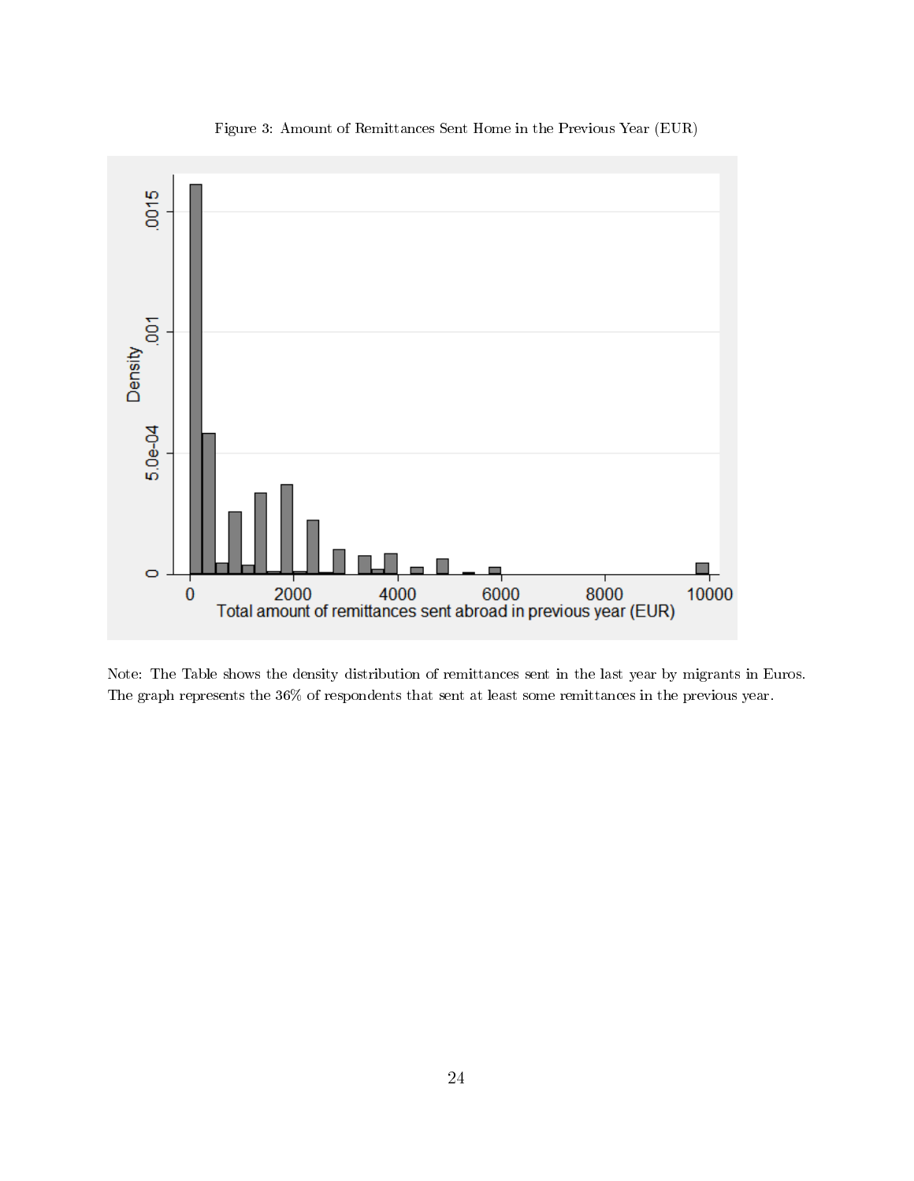Figure 3: Amount of Remittances Sent Home in the Previous Year (EUR)

Note: The Table shows the density distribution of remittances sent in the last year by migrants in Euros. The graph represents the 36% of respondents that sent at least some remittances in the previous year.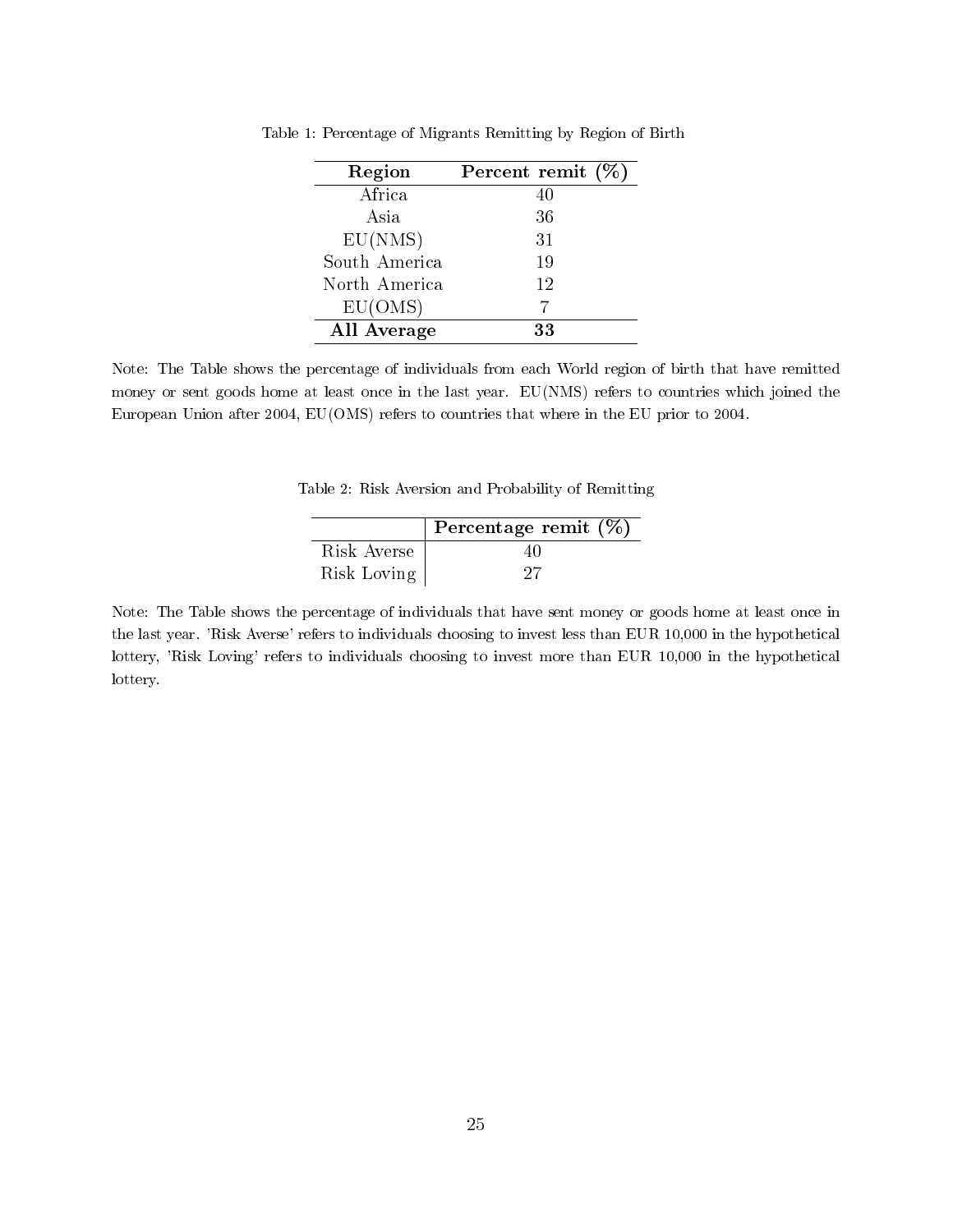Table 1: Percentage of Migrants Remitting by Region of Birth

| Region | Percent remit (%) |
|---|---|
| Africa | 40 |
| Asia | 36 |
| EU(NMS) | 31 |
| South America | 19 |
| North America | 12 |
| EU(OMS) | 7 |
| **All Average** | **33** |

Note: The Table shows the percentage of individuals from each World region of birth that have remitted money or sent goods home at least once in the last year. EU(NMS) refers to countries which joined the European Union after 2004, EU(OMS) refers to countries that where in the EU prior to 2004.

Table 2: Risk Aversion and Probability of Remitting

| | Percentage remit (%) |
|---|---|
| Risk Averse | 40 |
| Risk Loving | 27 |

Note: The Table shows the percentage of individuals that have sent money or goods home at least once in the last year. 'Risk Averse' refers to individuals choosing to invest less than EUR 10,000 in the hypothetical lottery, 'Risk Loving' refers to individuals choosing to invest more than EUR 10,000 in the hypothetical lottery.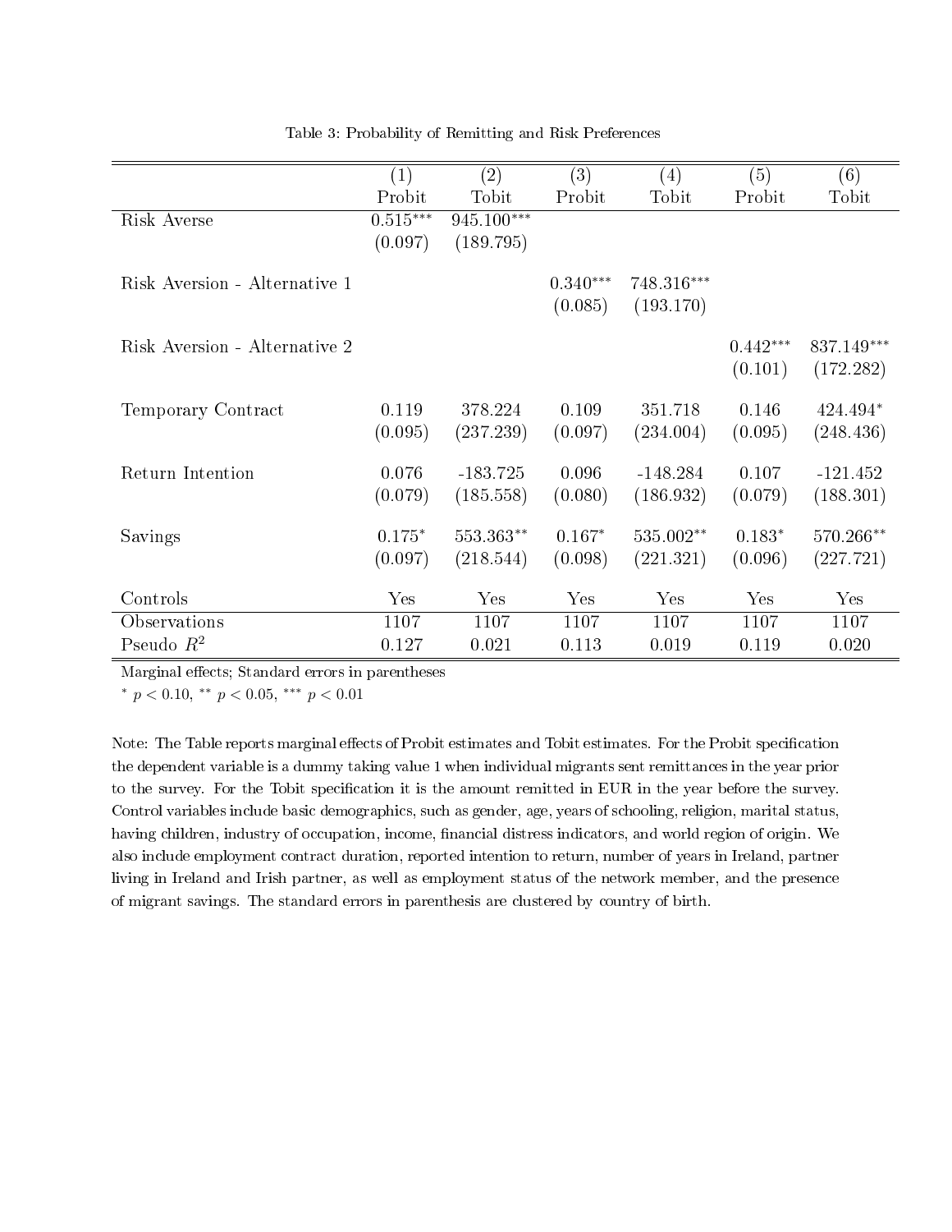Table 3: Probability of Remitting and Risk Preferences

| | (1) | (2) | (3) | (4) | (5) | (6) |
|---|---|---|---|---|---|---|
| | Probit | Tobit | Probit | Tobit | Probit | Tobit |
| Risk Averse | 0.515*** | 945.100*** | | | | |
| | (0.097) | (189.795) | | | | |
| Risk Aversion - Alternative 1 | | | 0.340*** | 748.316*** | | |
| | | | (0.085) | (193.170) | | |
| Risk Aversion - Alternative 2 | | | | | 0.442*** | 837.149*** |
| | | | | | (0.101) | (172.282) |
| Temporary Contract | 0.119 | 378.224 | 0.109 | 351.718 | 0.146 | 424.494* |
| | (0.095) | (237.239) | (0.097) | (234.004) | (0.095) | (248.436) |
| Return Intention | 0.076 | -183.725 | 0.096 | -148.284 | 0.107 | -121.452 |
| | (0.079) | (185.558) | (0.080) | (186.932) | (0.079) | (188.301) |
| Savings | 0.175* | 553.363** | 0.167* | 535.002** | 0.183* | 570.266** |
| | (0.097) | (218.544) | (0.098) | (221.321) | (0.096) | (227.721) |
| Controls | Yes | Yes | Yes | Yes | Yes | Yes |
| Observations | 1107 | 1107 | 1107 | 1107 | 1107 | 1107 |
| Pseudo $R^2$ | 0.127 | 0.021 | 0.113 | 0.019 | 0.119 | 0.020 |

Marginal effects; Standard errors in parentheses

$^{*}$ $p < 0.10$, $^{**}$ $p < 0.05$, $^{***}$ $p < 0.01$

Note: The Table reports marginal effects of Probit estimates and Tobit estimates. For the Probit specification the dependent variable is a dummy taking value 1 when individual migrants sent remittances in the year prior to the survey. For the Tobit specification it is the amount remitted in EUR in the year before the survey. Control variables include basic demographics, such as gender, age, years of schooling, religion, marital status, having children, industry of occupation, income, financial distress indicators, and world region of origin. We also include employment contract duration, reported intention to return, number of years in Ireland, partner living in Ireland and Irish partner, as well as employment status of the network member, and the presence of migrant savings. The standard errors in parenthesis are clustered by country of birth.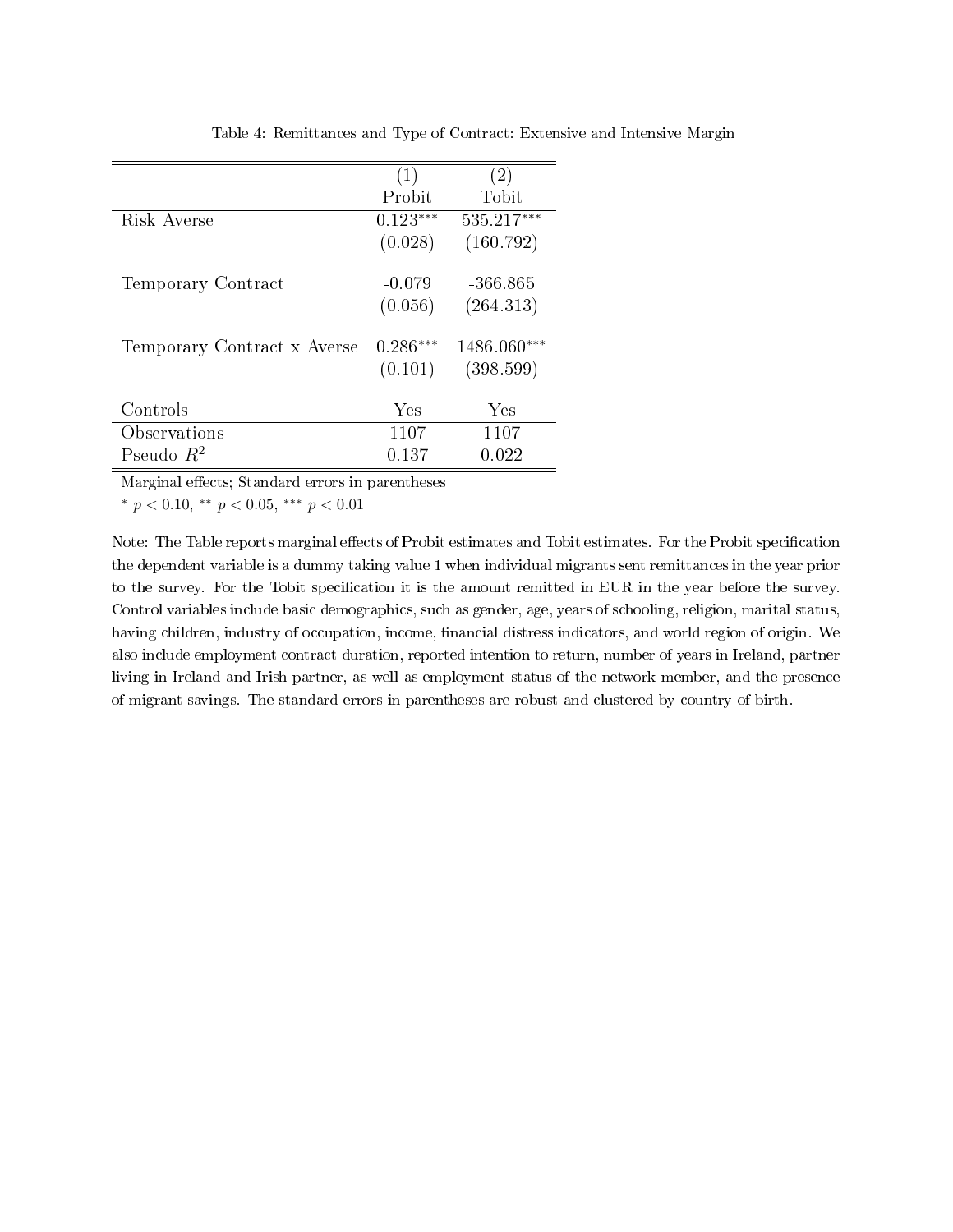Table 4: Remittances and Type of Contract: Extensive and Intensive Margin

| | (1) Probit | (2) Tobit |
|---|---|---|
| Risk Averse | 0.123*** | 535.217*** |
| | (0.028) | (160.792) |
| Temporary Contract | -0.079 | -366.865 |
| | (0.056) | (264.313) |
| Temporary Contract x Averse | 0.286*** | 1486.060*** |
| | (0.101) | (398.599) |
| Controls | Yes | Yes |
| Observations | 1107 | 1107 |
| Pseudo $R^2$ | 0.137 | 0.022 |

Marginal effects; Standard errors in parentheses

* $p < 0.10$, ** $p < 0.05$, *** $p < 0.01$

Note: The Table reports marginal effects of Probit estimates and Tobit estimates. For the Probit specification the dependent variable is a dummy taking value 1 when individual migrants sent remittances in the year prior to the survey. For the Tobit specification it is the amount remitted in EUR in the year before the survey. Control variables include basic demographics, such as gender, age, years of schooling, religion, marital status, having children, industry of occupation, income, financial distress indicators, and world region of origin. We also include employment contract duration, reported intention to return, number of years in Ireland, partner living in Ireland and Irish partner, as well as employment status of the network member, and the presence of migrant savings. The standard errors in parentheses are robust and clustered by country of birth.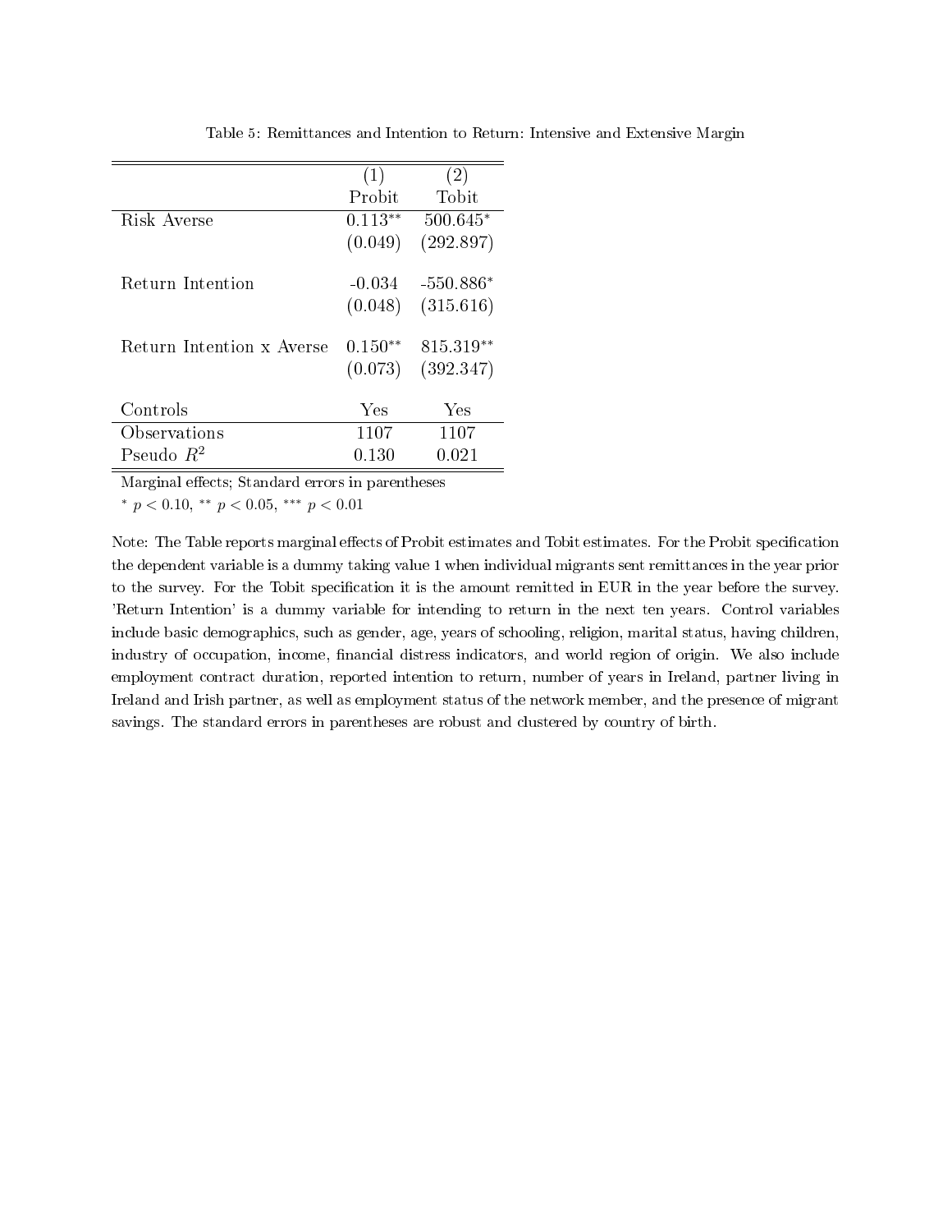Table 5: Remittances and Intention to Return: Intensive and Extensive Margin

| | (1) | (2) |
|---|---|---|
| | Probit | Tobit |
| Risk Averse | 0.113** | 500.645* |
| | (0.049) | (292.897) |
| Return Intention | -0.034 | -550.886* |
| | (0.048) | (315.616) |
| Return Intention x Averse | 0.150** | 815.319** |
| | (0.073) | (392.347) |
| Controls | Yes | Yes |
| Observations | 1107 | 1107 |
| Pseudo $R^2$ | 0.130 | 0.021 |

Marginal effects; Standard errors in parentheses

* $p < 0.10$, ** $p < 0.05$, *** $p < 0.01$

Note: The Table reports marginal effects of Probit estimates and Tobit estimates. For the Probit specification the dependent variable is a dummy taking value 1 when individual migrants sent remittances in the year prior to the survey. For the Tobit specification it is the amount remitted in EUR in the year before the survey. 'Return Intention' is a dummy variable for intending to return in the next ten years. Control variables include basic demographics, such as gender, age, years of schooling, religion, marital status, having children, industry of occupation, income, financial distress indicators, and world region of origin. We also include employment contract duration, reported intention to return, number of years in Ireland, partner living in Ireland and Irish partner, as well as employment status of the network member, and the presence of migrant savings. The standard errors in parentheses are robust and clustered by country of birth.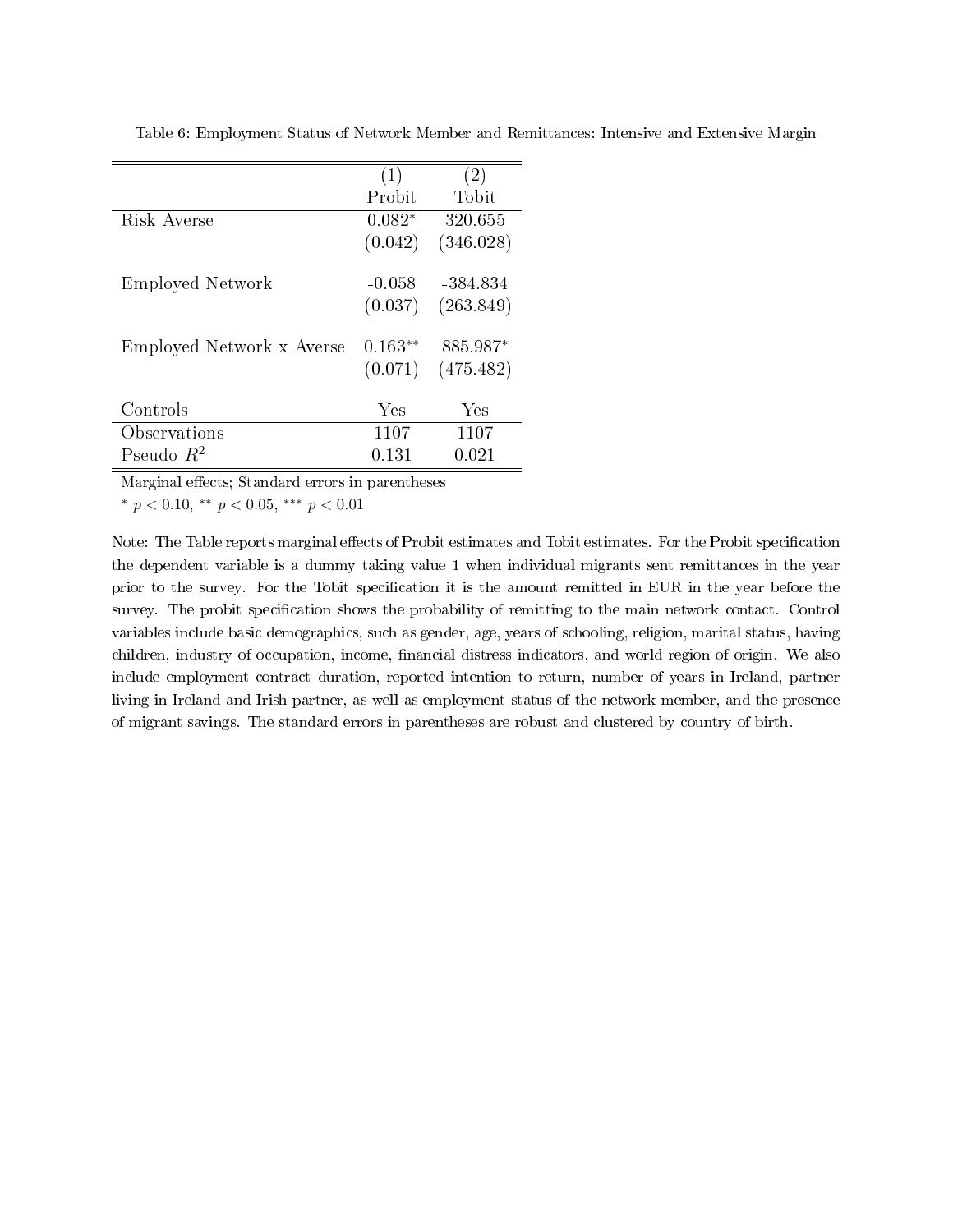Table 6: Employment Status of Network Member and Remittances: Intensive and Extensive Margin

| | (1) | (2) |
|---|---|---|
| | Probit | Tobit |
| Risk Averse | $0.082^{*}$ | 320.655 |
| | (0.042) | (346.028) |
| Employed Network | -0.058 | -384.834 |
| | (0.037) | (263.849) |
| Employed Network x Averse | $0.163^{**}$ | $885.987^{*}$ |
| | (0.071) | (475.482) |
| Controls | Yes | Yes |
| Observations | 1107 | 1107 |
| Pseudo $R^2$ | 0.131 | 0.021 |

Marginal effects; Standard errors in parentheses

$^{*}$ $p < 0.10$, $^{**}$ $p < 0.05$, $^{***}$ $p < 0.01$

Note: The Table reports marginal effects of Probit estimates and Tobit estimates. For the Probit specification the dependent variable is a dummy taking value 1 when individual migrants sent remittances in the year prior to the survey. For the Tobit specification it is the amount remitted in EUR in the year before the survey. The probit specification shows the probability of remitting to the main network contact. Control variables include basic demographics, such as gender, age, years of schooling, religion, marital status, having children, industry of occupation, income, financial distress indicators, and world region of origin. We also include employment contract duration, reported intention to return, number of years in Ireland, partner living in Ireland and Irish partner, as well as employment status of the network member, and the presence of migrant savings. The standard errors in parentheses are robust and clustered by country of birth.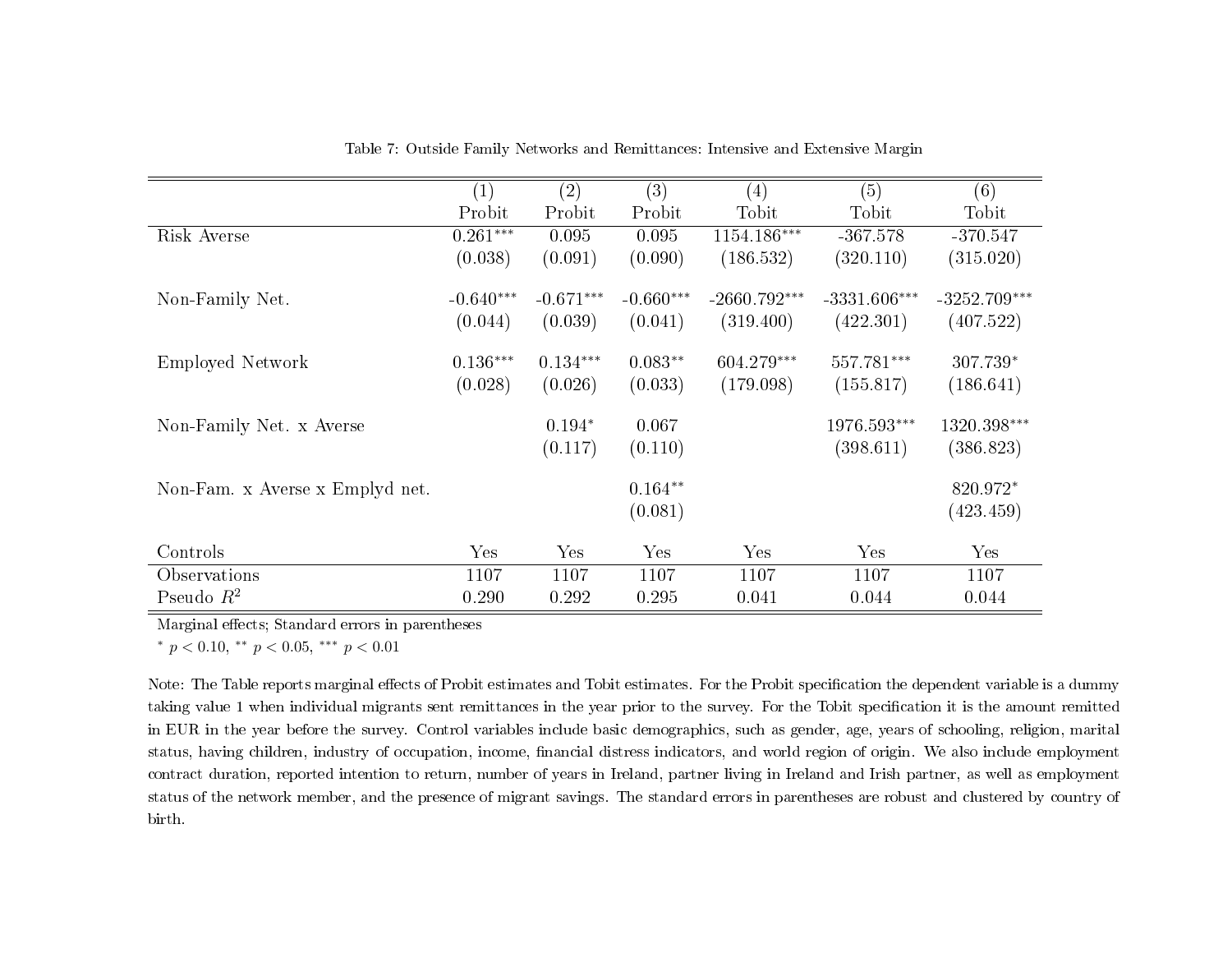Table 7: Outside Family Networks and Remittances: Intensive and Extensive Margin

| | (1) Probit | (2) Probit | (3) Probit | (4) Tobit | (5) Tobit | (6) Tobit |
|---|---|---|---|---|---|---|
| Risk Averse | 0.261*** | 0.095 | 0.095 | 1154.186*** | -367.578 | -370.547 |
| | (0.038) | (0.091) | (0.090) | (186.532) | (320.110) | (315.020) |
| Non-Family Net. | -0.640*** | -0.671*** | -0.660*** | -2660.792*** | -3331.606*** | -3252.709*** |
| | (0.044) | (0.039) | (0.041) | (319.400) | (422.301) | (407.522) |
| Employed Network | 0.136*** | 0.134*** | 0.083** | 604.279*** | 557.781*** | 307.739* |
| | (0.028) | (0.026) | (0.033) | (179.098) | (155.817) | (186.641) |
| Non-Family Net. x Averse | | 0.194* | 0.067 | | 1976.593*** | 1320.398*** |
| | | (0.117) | (0.110) | | (398.611) | (386.823) |
| Non-Fam. x Averse x Emplyd net. | | | 0.164** | | | 820.972* |
| | | | (0.081) | | | (423.459) |
| Controls | Yes | Yes | Yes | Yes | Yes | Yes |
| Observations | 1107 | 1107 | 1107 | 1107 | 1107 | 1107 |
| Pseudo $R^2$ | 0.290 | 0.292 | 0.295 | 0.041 | 0.044 | 0.044 |

Marginal effects; Standard errors in parentheses

* $p < 0.10$, ** $p < 0.05$, *** $p < 0.01$

Note: The Table reports marginal effects of Probit estimates and Tobit estimates. For the Probit specification the dependent variable is a dummy taking value 1 when individual migrants sent remittances in the year prior to the survey. For the Tobit specification it is the amount remitted in EUR in the year before the survey. Control variables include basic demographics, such as gender, age, years of schooling, religion, marital status, having children, industry of occupation, income, financial distress indicators, and world region of origin. We also include employment contract duration, reported intention to return, number of years in Ireland, partner living in Ireland and Irish partner, as well as employment status of the network member, and the presence of migrant savings. The standard errors in parentheses are robust and clustered by country of birth.